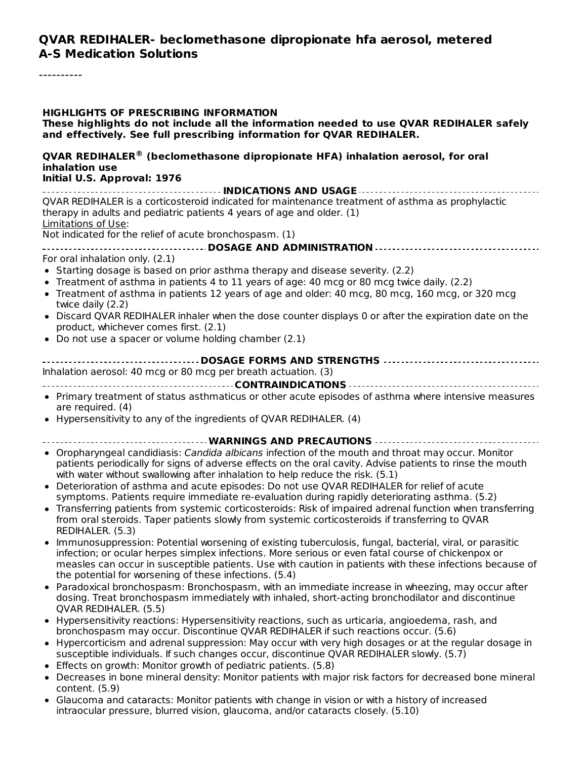# QVAR REDIHALER- beclomethasone dipropionate hfa aerosol, metered
# A-S Medication Solutions

----------

**HIGHLIGHTS OF PRESCRIBING INFORMATION**
**These highlights do not include all the information needed to use QVAR REDIHALER safely and effectively. See full prescribing information for QVAR REDIHALER.**

**QVAR REDIHALER® (beclomethasone dipropionate HFA) inhalation aerosol, for oral inhalation use**
**Initial U.S. Approval: 1976**

## INDICATIONS AND USAGE

QVAR REDIHALER is a corticosteroid indicated for maintenance treatment of asthma as prophylactic therapy in adults and pediatric patients 4 years of age and older. (1)
Limitations of Use:
Not indicated for the relief of acute bronchospasm. (1)

## DOSAGE AND ADMINISTRATION

For oral inhalation only. (2.1)

- Starting dosage is based on prior asthma therapy and disease severity. (2.2)
- Treatment of asthma in patients 4 to 11 years of age: 40 mcg or 80 mcg twice daily. (2.2)
- Treatment of asthma in patients 12 years of age and older: 40 mcg, 80 mcg, 160 mcg, or 320 mcg twice daily (2.2)
- Discard QVAR REDIHALER inhaler when the dose counter displays 0 or after the expiration date on the product, whichever comes first. (2.1)
- Do not use a spacer or volume holding chamber (2.1)

## DOSAGE FORMS AND STRENGTHS

Inhalation aerosol: 40 mcg or 80 mcg per breath actuation. (3)

## CONTRAINDICATIONS

- Primary treatment of status asthmaticus or other acute episodes of asthma where intensive measures are required. (4)
- Hypersensitivity to any of the ingredients of QVAR REDIHALER. (4)

## WARNINGS AND PRECAUTIONS

- Oropharyngeal candidiasis: *Candida albicans* infection of the mouth and throat may occur. Monitor patients periodically for signs of adverse effects on the oral cavity. Advise patients to rinse the mouth with water without swallowing after inhalation to help reduce the risk. (5.1)
- Deterioration of asthma and acute episodes: Do not use QVAR REDIHALER for relief of acute symptoms. Patients require immediate re-evaluation during rapidly deteriorating asthma. (5.2)
- Transferring patients from systemic corticosteroids: Risk of impaired adrenal function when transferring from oral steroids. Taper patients slowly from systemic corticosteroids if transferring to QVAR REDIHALER. (5.3)
- Immunosuppression: Potential worsening of existing tuberculosis, fungal, bacterial, viral, or parasitic infection; or ocular herpes simplex infections. More serious or even fatal course of chickenpox or measles can occur in susceptible patients. Use with caution in patients with these infections because of the potential for worsening of these infections. (5.4)
- Paradoxical bronchospasm: Bronchospasm, with an immediate increase in wheezing, may occur after dosing. Treat bronchospasm immediately with inhaled, short-acting bronchodilator and discontinue QVAR REDIHALER. (5.5)
- Hypersensitivity reactions: Hypersensitivity reactions, such as urticaria, angioedema, rash, and bronchospasm may occur. Discontinue QVAR REDIHALER if such reactions occur. (5.6)
- Hypercorticism and adrenal suppression: May occur with very high dosages or at the regular dosage in susceptible individuals. If such changes occur, discontinue QVAR REDIHALER slowly. (5.7)
- Effects on growth: Monitor growth of pediatric patients. (5.8)
- Decreases in bone mineral density: Monitor patients with major risk factors for decreased bone mineral content. (5.9)
- Glaucoma and cataracts: Monitor patients with change in vision or with a history of increased intraocular pressure, blurred vision, glaucoma, and/or cataracts closely. (5.10)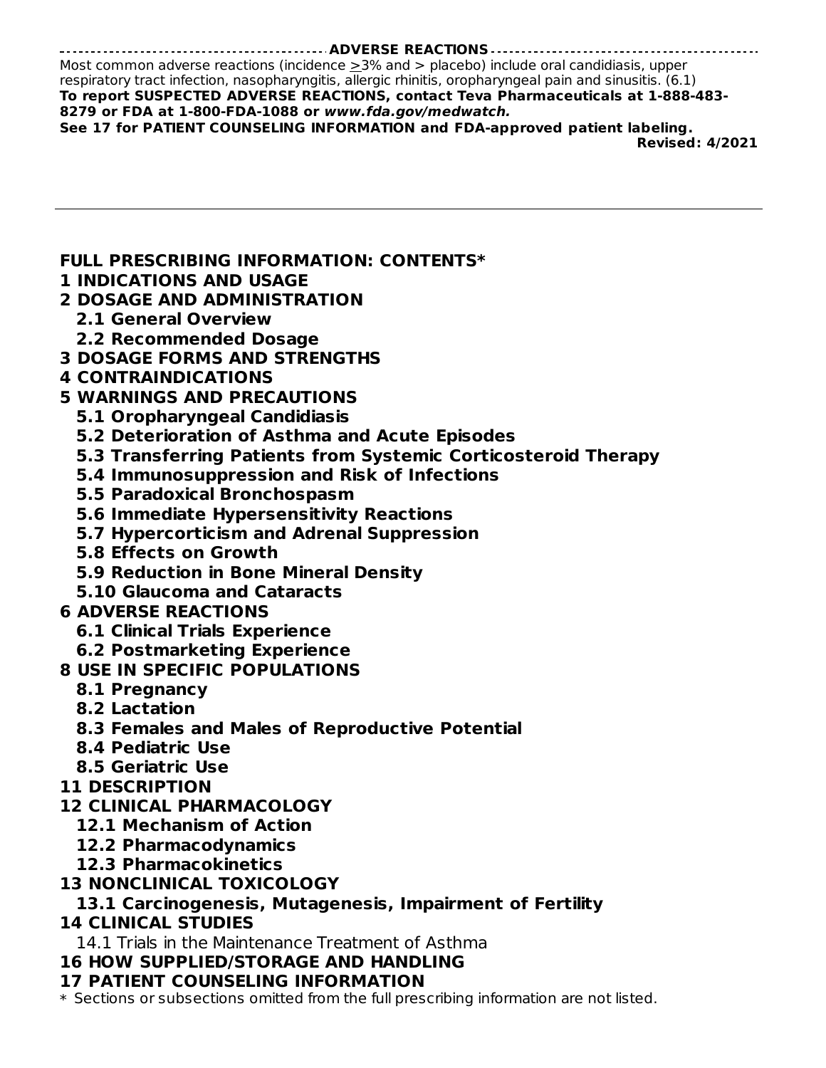## ADVERSE REACTIONS

Most common adverse reactions (incidence $\geq$3% and > placebo) include oral candidiasis, upper respiratory tract infection, nasopharyngitis, allergic rhinitis, oropharyngeal pain and sinusitis. (6.1)

**To report SUSPECTED ADVERSE REACTIONS, contact Teva Pharmaceuticals at 1-888-483-8279 or FDA at 1-800-FDA-1088 or *www.fda.gov/medwatch.***

**See 17 for PATIENT COUNSELING INFORMATION and FDA-approved patient labeling.**

**Revised: 4/2021**

---

## FULL PRESCRIBING INFORMATION: CONTENTS*

**1 INDICATIONS AND USAGE**

**2 DOSAGE AND ADMINISTRATION**

- **2.1 General Overview**
- **2.2 Recommended Dosage**

**3 DOSAGE FORMS AND STRENGTHS**

**4 CONTRAINDICATIONS**

**5 WARNINGS AND PRECAUTIONS**

- **5.1 Oropharyngeal Candidiasis**
- **5.2 Deterioration of Asthma and Acute Episodes**
- **5.3 Transferring Patients from Systemic Corticosteroid Therapy**
- **5.4 Immunosuppression and Risk of Infections**
- **5.5 Paradoxical Bronchospasm**
- **5.6 Immediate Hypersensitivity Reactions**
- **5.7 Hypercorticism and Adrenal Suppression**
- **5.8 Effects on Growth**
- **5.9 Reduction in Bone Mineral Density**
- **5.10 Glaucoma and Cataracts**

**6 ADVERSE REACTIONS**

- **6.1 Clinical Trials Experience**
- **6.2 Postmarketing Experience**

**8 USE IN SPECIFIC POPULATIONS**

- **8.1 Pregnancy**
- **8.2 Lactation**
- **8.3 Females and Males of Reproductive Potential**
- **8.4 Pediatric Use**
- **8.5 Geriatric Use**

**11 DESCRIPTION**

**12 CLINICAL PHARMACOLOGY**

- **12.1 Mechanism of Action**
- **12.2 Pharmacodynamics**
- **12.3 Pharmacokinetics**

**13 NONCLINICAL TOXICOLOGY**

- **13.1 Carcinogenesis, Mutagenesis, Impairment of Fertility**

**14 CLINICAL STUDIES**

- 14.1 Trials in the Maintenance Treatment of Asthma

**16 HOW SUPPLIED/STORAGE AND HANDLING**

**17 PATIENT COUNSELING INFORMATION**

* Sections or subsections omitted from the full prescribing information are not listed.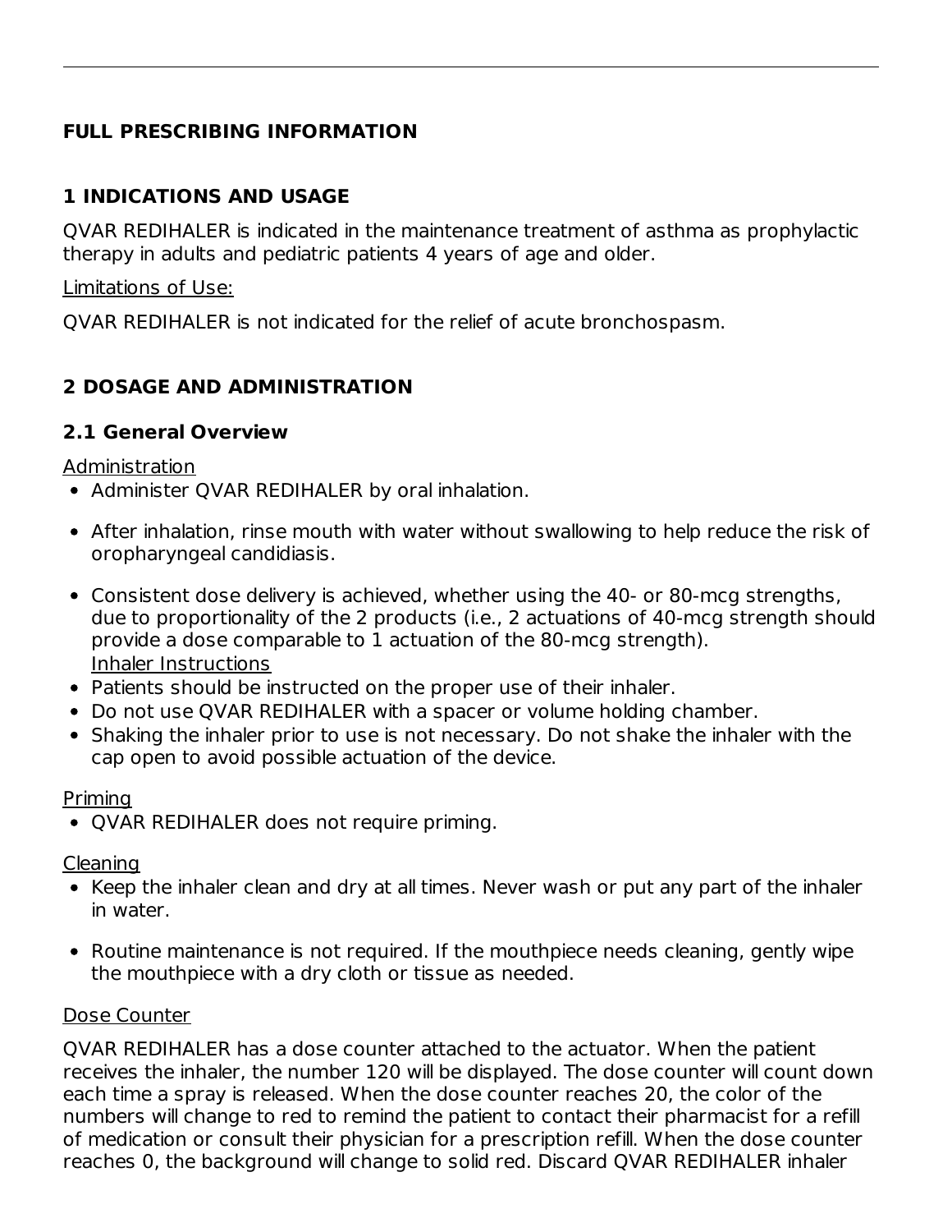# FULL PRESCRIBING INFORMATION

## 1 INDICATIONS AND USAGE

QVAR REDIHALER is indicated in the maintenance treatment of asthma as prophylactic therapy in adults and pediatric patients 4 years of age and older.

Limitations of Use:

QVAR REDIHALER is not indicated for the relief of acute bronchospasm.

## 2 DOSAGE AND ADMINISTRATION

### 2.1 General Overview

Administration

- Administer QVAR REDIHALER by oral inhalation.
- After inhalation, rinse mouth with water without swallowing to help reduce the risk of oropharyngeal candidiasis.
- Consistent dose delivery is achieved, whether using the 40- or 80-mcg strengths, due to proportionality of the 2 products (i.e., 2 actuations of 40-mcg strength should provide a dose comparable to 1 actuation of the 80-mcg strength).

Inhaler Instructions

- Patients should be instructed on the proper use of their inhaler.
- Do not use QVAR REDIHALER with a spacer or volume holding chamber.
- Shaking the inhaler prior to use is not necessary. Do not shake the inhaler with the cap open to avoid possible actuation of the device.

Priming

- QVAR REDIHALER does not require priming.

Cleaning

- Keep the inhaler clean and dry at all times. Never wash or put any part of the inhaler in water.
- Routine maintenance is not required. If the mouthpiece needs cleaning, gently wipe the mouthpiece with a dry cloth or tissue as needed.

Dose Counter

QVAR REDIHALER has a dose counter attached to the actuator. When the patient receives the inhaler, the number 120 will be displayed. The dose counter will count down each time a spray is released. When the dose counter reaches 20, the color of the numbers will change to red to remind the patient to contact their pharmacist for a refill of medication or consult their physician for a prescription refill. When the dose counter reaches 0, the background will change to solid red. Discard QVAR REDIHALER inhaler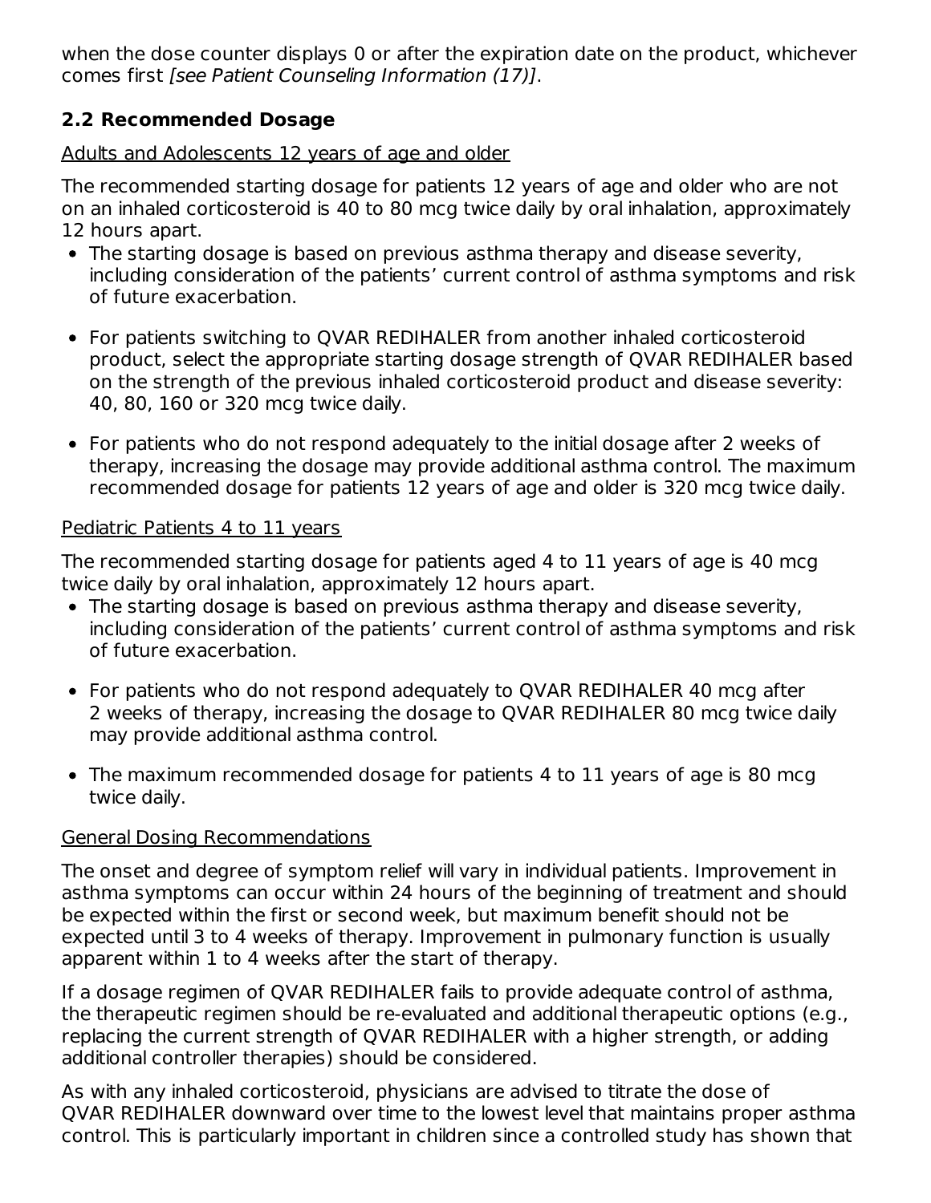when the dose counter displays 0 or after the expiration date on the product, whichever comes first *[see Patient Counseling Information (17)]*.

### 2.2 Recommended Dosage

Adults and Adolescents 12 years of age and older

The recommended starting dosage for patients 12 years of age and older who are not on an inhaled corticosteroid is 40 to 80 mcg twice daily by oral inhalation, approximately 12 hours apart.

- The starting dosage is based on previous asthma therapy and disease severity, including consideration of the patients' current control of asthma symptoms and risk of future exacerbation.
- For patients switching to QVAR REDIHALER from another inhaled corticosteroid product, select the appropriate starting dosage strength of QVAR REDIHALER based on the strength of the previous inhaled corticosteroid product and disease severity: 40, 80, 160 or 320 mcg twice daily.
- For patients who do not respond adequately to the initial dosage after 2 weeks of therapy, increasing the dosage may provide additional asthma control. The maximum recommended dosage for patients 12 years of age and older is 320 mcg twice daily.

Pediatric Patients 4 to 11 years

The recommended starting dosage for patients aged 4 to 11 years of age is 40 mcg twice daily by oral inhalation, approximately 12 hours apart.

- The starting dosage is based on previous asthma therapy and disease severity, including consideration of the patients' current control of asthma symptoms and risk of future exacerbation.
- For patients who do not respond adequately to QVAR REDIHALER 40 mcg after 2 weeks of therapy, increasing the dosage to QVAR REDIHALER 80 mcg twice daily may provide additional asthma control.
- The maximum recommended dosage for patients 4 to 11 years of age is 80 mcg twice daily.

General Dosing Recommendations

The onset and degree of symptom relief will vary in individual patients. Improvement in asthma symptoms can occur within 24 hours of the beginning of treatment and should be expected within the first or second week, but maximum benefit should not be expected until 3 to 4 weeks of therapy. Improvement in pulmonary function is usually apparent within 1 to 4 weeks after the start of therapy.

If a dosage regimen of QVAR REDIHALER fails to provide adequate control of asthma, the therapeutic regimen should be re-evaluated and additional therapeutic options (e.g., replacing the current strength of QVAR REDIHALER with a higher strength, or adding additional controller therapies) should be considered.

As with any inhaled corticosteroid, physicians are advised to titrate the dose of QVAR REDIHALER downward over time to the lowest level that maintains proper asthma control. This is particularly important in children since a controlled study has shown that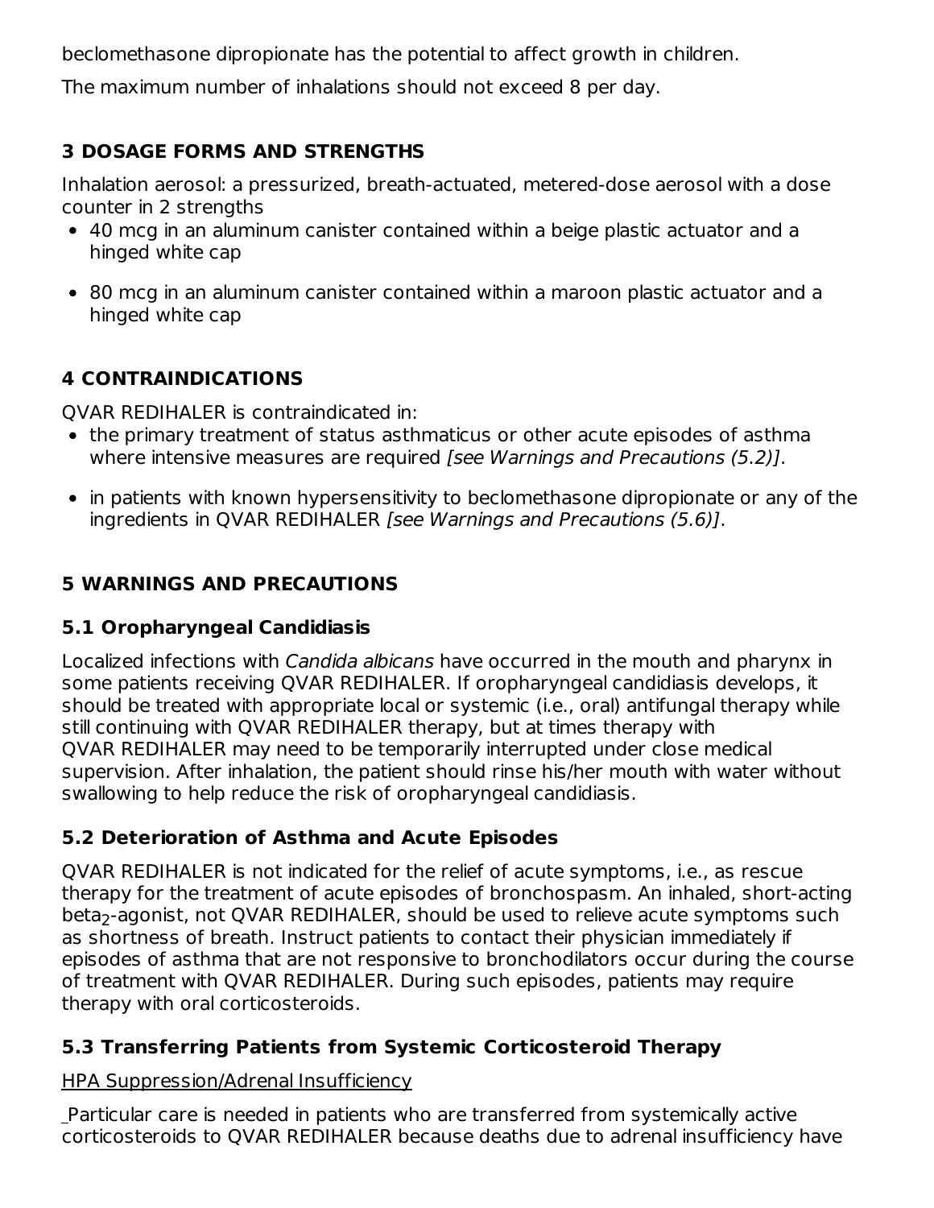beclomethasone dipropionate has the potential to affect growth in children.

The maximum number of inhalations should not exceed 8 per day.

## 3 DOSAGE FORMS AND STRENGTHS

Inhalation aerosol: a pressurized, breath-actuated, metered-dose aerosol with a dose counter in 2 strengths

- 40 mcg in an aluminum canister contained within a beige plastic actuator and a hinged white cap
- 80 mcg in an aluminum canister contained within a maroon plastic actuator and a hinged white cap

## 4 CONTRAINDICATIONS

QVAR REDIHALER is contraindicated in:

- the primary treatment of status asthmaticus or other acute episodes of asthma where intensive measures are required *[see Warnings and Precautions (5.2)]*.
- in patients with known hypersensitivity to beclomethasone dipropionate or any of the ingredients in QVAR REDIHALER *[see Warnings and Precautions (5.6)]*.

## 5 WARNINGS AND PRECAUTIONS

### 5.1 Oropharyngeal Candidiasis

Localized infections with *Candida albicans* have occurred in the mouth and pharynx in some patients receiving QVAR REDIHALER. If oropharyngeal candidiasis develops, it should be treated with appropriate local or systemic (i.e., oral) antifungal therapy while still continuing with QVAR REDIHALER therapy, but at times therapy with QVAR REDIHALER may need to be temporarily interrupted under close medical supervision. After inhalation, the patient should rinse his/her mouth with water without swallowing to help reduce the risk of oropharyngeal candidiasis.

### 5.2 Deterioration of Asthma and Acute Episodes

QVAR REDIHALER is not indicated for the relief of acute symptoms, i.e., as rescue therapy for the treatment of acute episodes of bronchospasm. An inhaled, short-acting beta$_2$-agonist, not QVAR REDIHALER, should be used to relieve acute symptoms such as shortness of breath. Instruct patients to contact their physician immediately if episodes of asthma that are not responsive to bronchodilators occur during the course of treatment with QVAR REDIHALER. During such episodes, patients may require therapy with oral corticosteroids.

### 5.3 Transferring Patients from Systemic Corticosteroid Therapy

HPA Suppression/Adrenal Insufficiency

Particular care is needed in patients who are transferred from systemically active corticosteroids to QVAR REDIHALER because deaths due to adrenal insufficiency have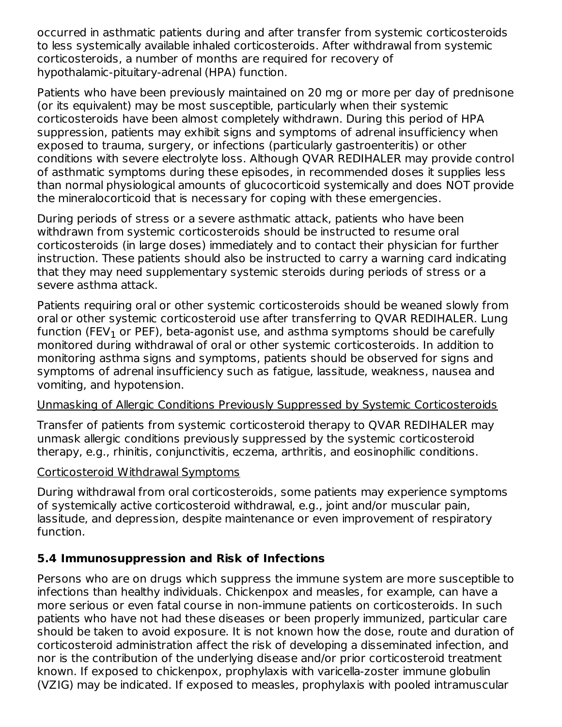occurred in asthmatic patients during and after transfer from systemic corticosteroids to less systemically available inhaled corticosteroids. After withdrawal from systemic corticosteroids, a number of months are required for recovery of hypothalamic-pituitary-adrenal (HPA) function.

Patients who have been previously maintained on 20 mg or more per day of prednisone (or its equivalent) may be most susceptible, particularly when their systemic corticosteroids have been almost completely withdrawn. During this period of HPA suppression, patients may exhibit signs and symptoms of adrenal insufficiency when exposed to trauma, surgery, or infections (particularly gastroenteritis) or other conditions with severe electrolyte loss. Although QVAR REDIHALER may provide control of asthmatic symptoms during these episodes, in recommended doses it supplies less than normal physiological amounts of glucocorticoid systemically and does NOT provide the mineralocorticoid that is necessary for coping with these emergencies.

During periods of stress or a severe asthmatic attack, patients who have been withdrawn from systemic corticosteroids should be instructed to resume oral corticosteroids (in large doses) immediately and to contact their physician for further instruction. These patients should also be instructed to carry a warning card indicating that they may need supplementary systemic steroids during periods of stress or a severe asthma attack.

Patients requiring oral or other systemic corticosteroids should be weaned slowly from oral or other systemic corticosteroid use after transferring to QVAR REDIHALER. Lung function ($FEV_1$ or PEF), beta-agonist use, and asthma symptoms should be carefully monitored during withdrawal of oral or other systemic corticosteroids. In addition to monitoring asthma signs and symptoms, patients should be observed for signs and symptoms of adrenal insufficiency such as fatigue, lassitude, weakness, nausea and vomiting, and hypotension.

Unmasking of Allergic Conditions Previously Suppressed by Systemic Corticosteroids

Transfer of patients from systemic corticosteroid therapy to QVAR REDIHALER may unmask allergic conditions previously suppressed by the systemic corticosteroid therapy, e.g., rhinitis, conjunctivitis, eczema, arthritis, and eosinophilic conditions.

Corticosteroid Withdrawal Symptoms

During withdrawal from oral corticosteroids, some patients may experience symptoms of systemically active corticosteroid withdrawal, e.g., joint and/or muscular pain, lassitude, and depression, despite maintenance or even improvement of respiratory function.

### 5.4 Immunosuppression and Risk of Infections

Persons who are on drugs which suppress the immune system are more susceptible to infections than healthy individuals. Chickenpox and measles, for example, can have a more serious or even fatal course in non-immune patients on corticosteroids. In such patients who have not had these diseases or been properly immunized, particular care should be taken to avoid exposure. It is not known how the dose, route and duration of corticosteroid administration affect the risk of developing a disseminated infection, and nor is the contribution of the underlying disease and/or prior corticosteroid treatment known. If exposed to chickenpox, prophylaxis with varicella-zoster immune globulin (VZIG) may be indicated. If exposed to measles, prophylaxis with pooled intramuscular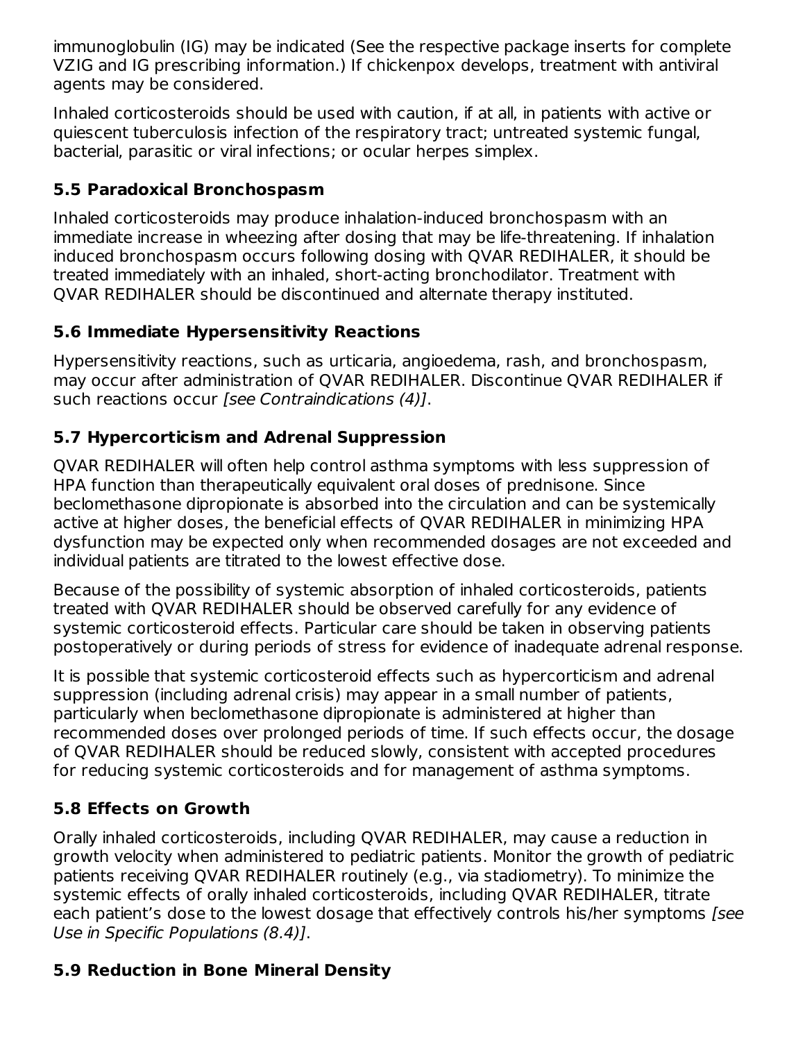immunoglobulin (IG) may be indicated (See the respective package inserts for complete VZIG and IG prescribing information.) If chickenpox develops, treatment with antiviral agents may be considered.

Inhaled corticosteroids should be used with caution, if at all, in patients with active or quiescent tuberculosis infection of the respiratory tract; untreated systemic fungal, bacterial, parasitic or viral infections; or ocular herpes simplex.

### 5.5 Paradoxical Bronchospasm

Inhaled corticosteroids may produce inhalation-induced bronchospasm with an immediate increase in wheezing after dosing that may be life-threatening. If inhalation induced bronchospasm occurs following dosing with QVAR REDIHALER, it should be treated immediately with an inhaled, short-acting bronchodilator. Treatment with QVAR REDIHALER should be discontinued and alternate therapy instituted.

### 5.6 Immediate Hypersensitivity Reactions

Hypersensitivity reactions, such as urticaria, angioedema, rash, and bronchospasm, may occur after administration of QVAR REDIHALER. Discontinue QVAR REDIHALER if such reactions occur *[see Contraindications (4)]*.

### 5.7 Hypercorticism and Adrenal Suppression

QVAR REDIHALER will often help control asthma symptoms with less suppression of HPA function than therapeutically equivalent oral doses of prednisone. Since beclomethasone dipropionate is absorbed into the circulation and can be systemically active at higher doses, the beneficial effects of QVAR REDIHALER in minimizing HPA dysfunction may be expected only when recommended dosages are not exceeded and individual patients are titrated to the lowest effective dose.

Because of the possibility of systemic absorption of inhaled corticosteroids, patients treated with QVAR REDIHALER should be observed carefully for any evidence of systemic corticosteroid effects. Particular care should be taken in observing patients postoperatively or during periods of stress for evidence of inadequate adrenal response.

It is possible that systemic corticosteroid effects such as hypercorticism and adrenal suppression (including adrenal crisis) may appear in a small number of patients, particularly when beclomethasone dipropionate is administered at higher than recommended doses over prolonged periods of time. If such effects occur, the dosage of QVAR REDIHALER should be reduced slowly, consistent with accepted procedures for reducing systemic corticosteroids and for management of asthma symptoms.

### 5.8 Effects on Growth

Orally inhaled corticosteroids, including QVAR REDIHALER, may cause a reduction in growth velocity when administered to pediatric patients. Monitor the growth of pediatric patients receiving QVAR REDIHALER routinely (e.g., via stadiometry). To minimize the systemic effects of orally inhaled corticosteroids, including QVAR REDIHALER, titrate each patient's dose to the lowest dosage that effectively controls his/her symptoms *[see Use in Specific Populations (8.4)]*.

### 5.9 Reduction in Bone Mineral Density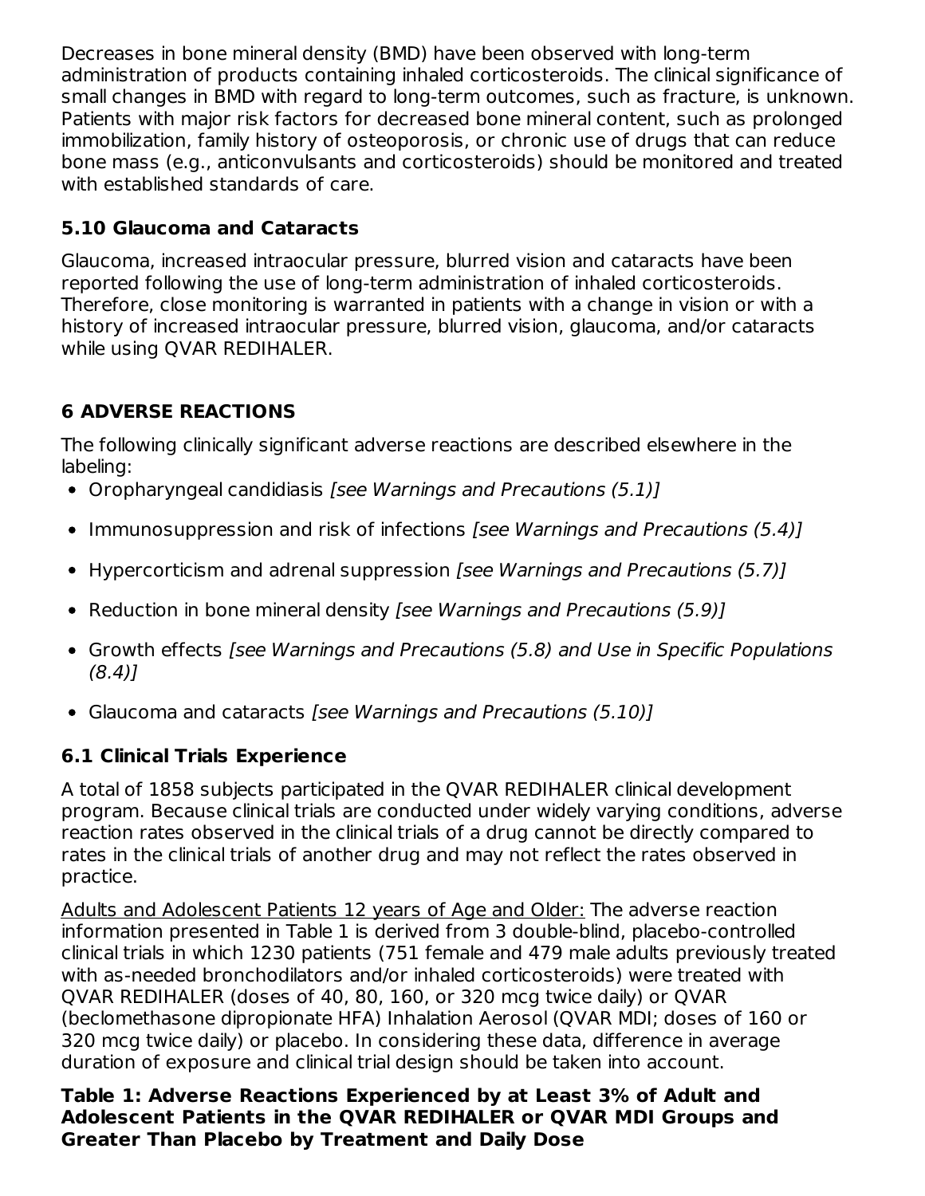Decreases in bone mineral density (BMD) have been observed with long-term administration of products containing inhaled corticosteroids. The clinical significance of small changes in BMD with regard to long-term outcomes, such as fracture, is unknown. Patients with major risk factors for decreased bone mineral content, such as prolonged immobilization, family history of osteoporosis, or chronic use of drugs that can reduce bone mass (e.g., anticonvulsants and corticosteroids) should be monitored and treated with established standards of care.

### 5.10 Glaucoma and Cataracts

Glaucoma, increased intraocular pressure, blurred vision and cataracts have been reported following the use of long-term administration of inhaled corticosteroids. Therefore, close monitoring is warranted in patients with a change in vision or with a history of increased intraocular pressure, blurred vision, glaucoma, and/or cataracts while using QVAR REDIHALER.

## 6 ADVERSE REACTIONS

The following clinically significant adverse reactions are described elsewhere in the labeling:

- Oropharyngeal candidiasis *[see Warnings and Precautions (5.1)]*
- Immunosuppression and risk of infections *[see Warnings and Precautions (5.4)]*
- Hypercorticism and adrenal suppression *[see Warnings and Precautions (5.7)]*
- Reduction in bone mineral density *[see Warnings and Precautions (5.9)]*
- Growth effects *[see Warnings and Precautions (5.8) and Use in Specific Populations (8.4)]*
- Glaucoma and cataracts *[see Warnings and Precautions (5.10)]*

### 6.1 Clinical Trials Experience

A total of 1858 subjects participated in the QVAR REDIHALER clinical development program. Because clinical trials are conducted under widely varying conditions, adverse reaction rates observed in the clinical trials of a drug cannot be directly compared to rates in the clinical trials of another drug and may not reflect the rates observed in practice.

Adults and Adolescent Patients 12 years of Age and Older: The adverse reaction information presented in Table 1 is derived from 3 double-blind, placebo-controlled clinical trials in which 1230 patients (751 female and 479 male adults previously treated with as-needed bronchodilators and/or inhaled corticosteroids) were treated with QVAR REDIHALER (doses of 40, 80, 160, or 320 mcg twice daily) or QVAR (beclomethasone dipropionate HFA) Inhalation Aerosol (QVAR MDI; doses of 160 or 320 mcg twice daily) or placebo. In considering these data, difference in average duration of exposure and clinical trial design should be taken into account.

**Table 1: Adverse Reactions Experienced by at Least 3% of Adult and Adolescent Patients in the QVAR REDIHALER or QVAR MDI Groups and Greater Than Placebo by Treatment and Daily Dose**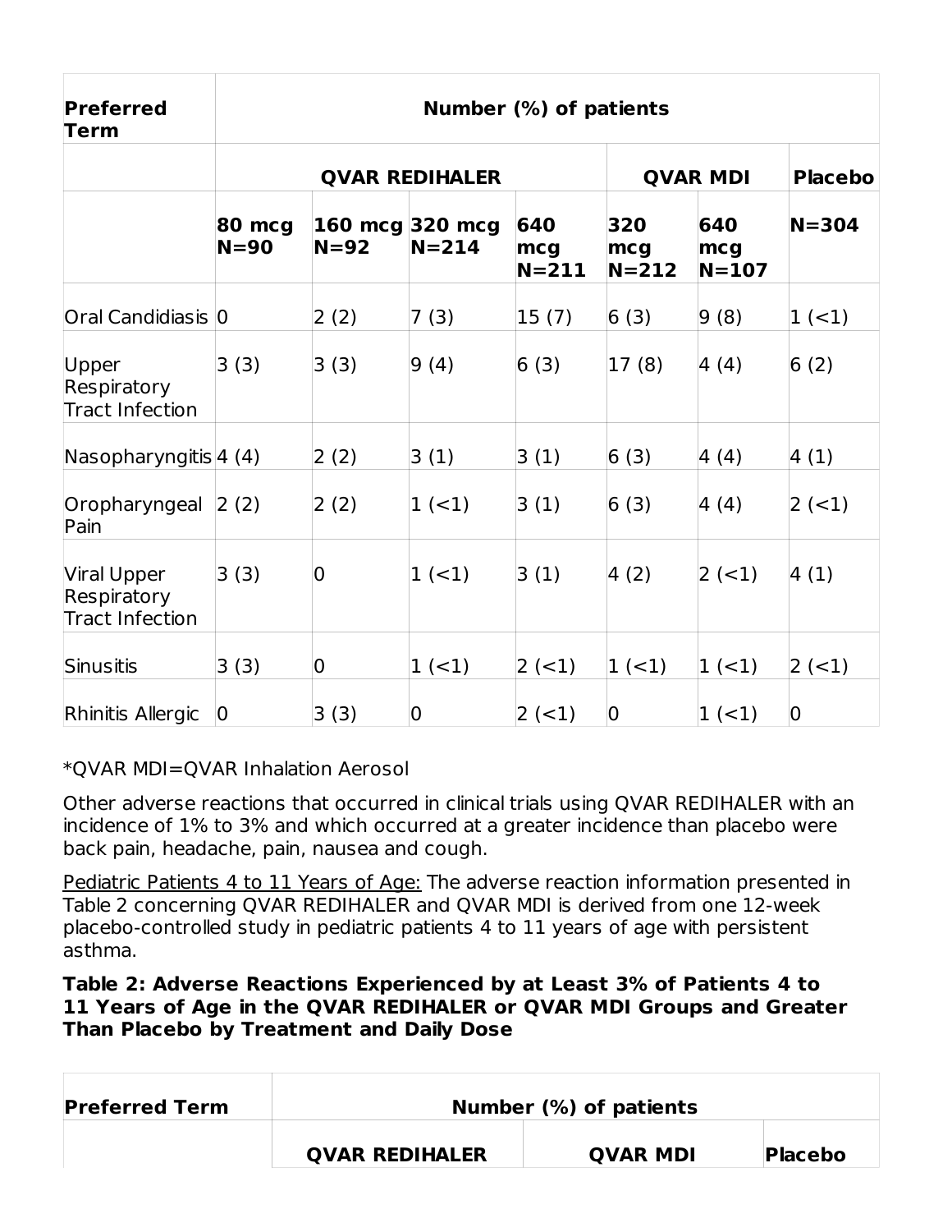| Preferred Term | Number (%) of patients | | | | | | |
|---|---|---|---|---|---|---|---|
| | QVAR REDIHALER | | | | QVAR MDI | | Placebo |
| | 80 mcg N=90 | 160 mcg N=92 | 320 mcg N=214 | 640 mcg N=211 | 320 mcg N=212 | 640 mcg N=107 | N=304 |
| Oral Candidiasis | 0 | 2 (2) | 7 (3) | 15 (7) | 6 (3) | 9 (8) | 1 (<1) |
| Upper Respiratory Tract Infection | 3 (3) | 3 (3) | 9 (4) | 6 (3) | 17 (8) | 4 (4) | 6 (2) |
| Nasopharyngitis | 4 (4) | 2 (2) | 3 (1) | 3 (1) | 6 (3) | 4 (4) | 4 (1) |
| Oropharyngeal Pain | 2 (2) | 2 (2) | 1 (<1) | 3 (1) | 6 (3) | 4 (4) | 2 (<1) |
| Viral Upper Respiratory Tract Infection | 3 (3) | 0 | 1 (<1) | 3 (1) | 4 (2) | 2 (<1) | 4 (1) |
| Sinusitis | 3 (3) | 0 | 1 (<1) | 2 (<1) | 1 (<1) | 1 (<1) | 2 (<1) |
| Rhinitis Allergic | 0 | 3 (3) | 0 | 2 (<1) | 0 | 1 (<1) | 0 |

*QVAR MDI=QVAR Inhalation Aerosol

Other adverse reactions that occurred in clinical trials using QVAR REDIHALER with an incidence of 1% to 3% and which occurred at a greater incidence than placebo were back pain, headache, pain, nausea and cough.

Pediatric Patients 4 to 11 Years of Age: The adverse reaction information presented in Table 2 concerning QVAR REDIHALER and QVAR MDI is derived from one 12-week placebo-controlled study in pediatric patients 4 to 11 years of age with persistent asthma.

**Table 2: Adverse Reactions Experienced by at Least 3% of Patients 4 to 11 Years of Age in the QVAR REDIHALER or QVAR MDI Groups and Greater Than Placebo by Treatment and Daily Dose**

| Preferred Term | Number (%) of patients | | |
|---|---|---|---|
| | QVAR REDIHALER | QVAR MDI | Placebo |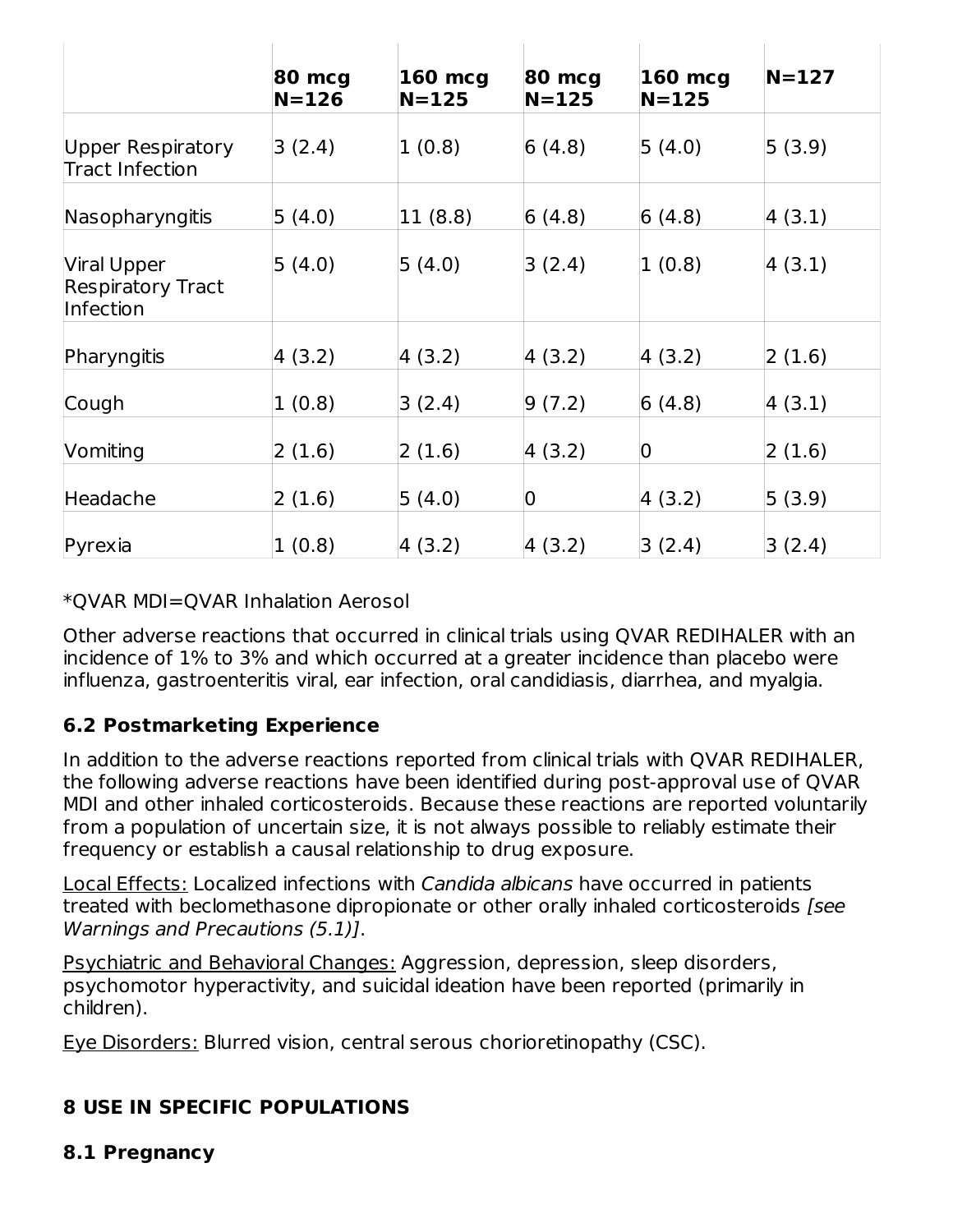| | 80 mcg N=126 | 160 mcg N=125 | 80 mcg N=125 | 160 mcg N=125 | N=127 |
|---|---|---|---|---|---|
| Upper Respiratory Tract Infection | 3 (2.4) | 1 (0.8) | 6 (4.8) | 5 (4.0) | 5 (3.9) |
| Nasopharyngitis | 5 (4.0) | 11 (8.8) | 6 (4.8) | 6 (4.8) | 4 (3.1) |
| Viral Upper Respiratory Tract Infection | 5 (4.0) | 5 (4.0) | 3 (2.4) | 1 (0.8) | 4 (3.1) |
| Pharyngitis | 4 (3.2) | 4 (3.2) | 4 (3.2) | 4 (3.2) | 2 (1.6) |
| Cough | 1 (0.8) | 3 (2.4) | 9 (7.2) | 6 (4.8) | 4 (3.1) |
| Vomiting | 2 (1.6) | 2 (1.6) | 4 (3.2) | 0 | 2 (1.6) |
| Headache | 2 (1.6) | 5 (4.0) | 0 | 4 (3.2) | 5 (3.9) |
| Pyrexia | 1 (0.8) | 4 (3.2) | 4 (3.2) | 3 (2.4) | 3 (2.4) |

*QVAR MDI=QVAR Inhalation Aerosol

Other adverse reactions that occurred in clinical trials using QVAR REDIHALER with an incidence of 1% to 3% and which occurred at a greater incidence than placebo were influenza, gastroenteritis viral, ear infection, oral candidiasis, diarrhea, and myalgia.

### 6.2 Postmarketing Experience

In addition to the adverse reactions reported from clinical trials with QVAR REDIHALER, the following adverse reactions have been identified during post-approval use of QVAR MDI and other inhaled corticosteroids. Because these reactions are reported voluntarily from a population of uncertain size, it is not always possible to reliably estimate their frequency or establish a causal relationship to drug exposure.

Local Effects: Localized infections with *Candida albicans* have occurred in patients treated with beclomethasone dipropionate or other orally inhaled corticosteroids *[see Warnings and Precautions (5.1)]*.

Psychiatric and Behavioral Changes: Aggression, depression, sleep disorders, psychomotor hyperactivity, and suicidal ideation have been reported (primarily in children).

Eye Disorders: Blurred vision, central serous chorioretinopathy (CSC).

## 8 USE IN SPECIFIC POPULATIONS

### 8.1 Pregnancy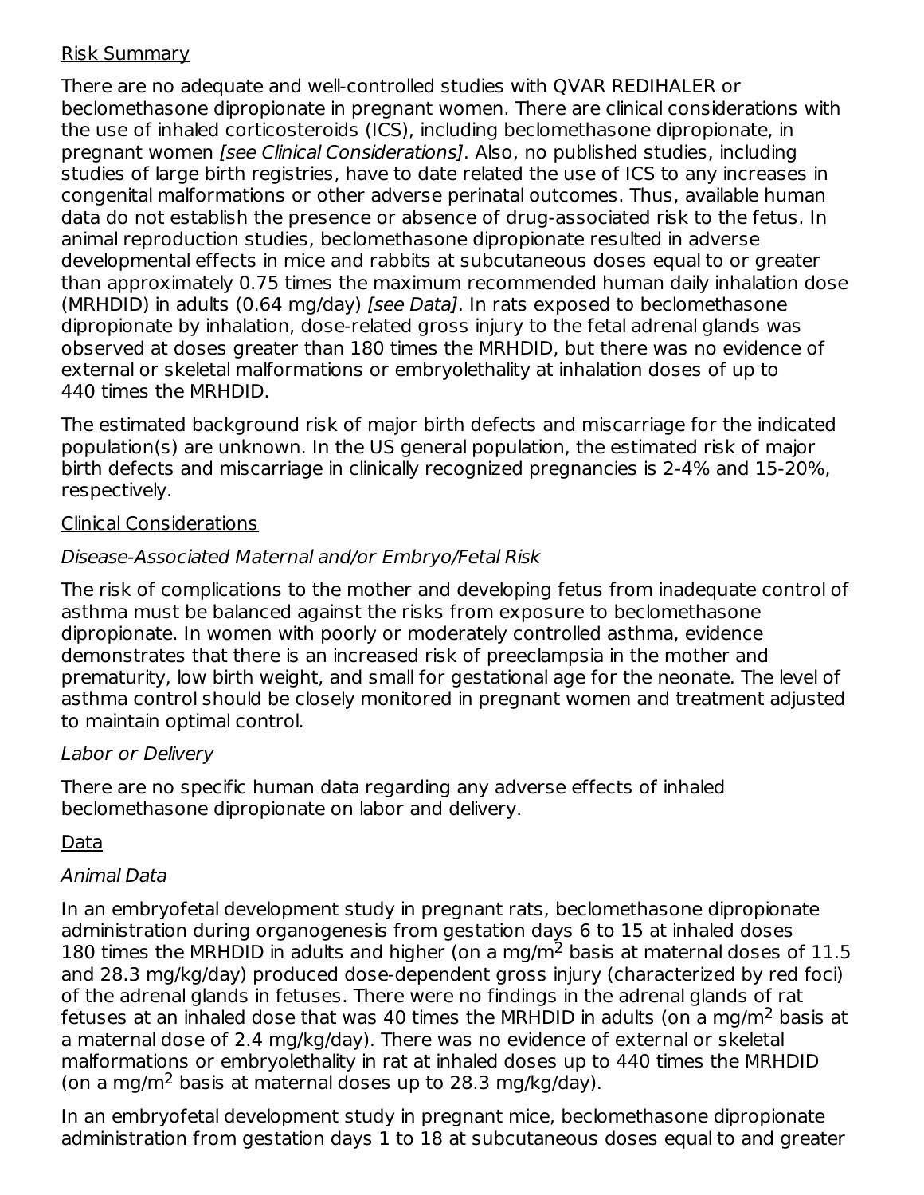Risk Summary

There are no adequate and well-controlled studies with QVAR REDIHALER or beclomethasone dipropionate in pregnant women. There are clinical considerations with the use of inhaled corticosteroids (ICS), including beclomethasone dipropionate, in pregnant women *[see Clinical Considerations]*. Also, no published studies, including studies of large birth registries, have to date related the use of ICS to any increases in congenital malformations or other adverse perinatal outcomes. Thus, available human data do not establish the presence or absence of drug-associated risk to the fetus. In animal reproduction studies, beclomethasone dipropionate resulted in adverse developmental effects in mice and rabbits at subcutaneous doses equal to or greater than approximately 0.75 times the maximum recommended human daily inhalation dose (MRHDID) in adults (0.64 mg/day) *[see Data]*. In rats exposed to beclomethasone dipropionate by inhalation, dose-related gross injury to the fetal adrenal glands was observed at doses greater than 180 times the MRHDID, but there was no evidence of external or skeletal malformations or embryolethality at inhalation doses of up to 440 times the MRHDID.

The estimated background risk of major birth defects and miscarriage for the indicated population(s) are unknown. In the US general population, the estimated risk of major birth defects and miscarriage in clinically recognized pregnancies is 2-4% and 15-20%, respectively.

Clinical Considerations

*Disease-Associated Maternal and/or Embryo/Fetal Risk*

The risk of complications to the mother and developing fetus from inadequate control of asthma must be balanced against the risks from exposure to beclomethasone dipropionate. In women with poorly or moderately controlled asthma, evidence demonstrates that there is an increased risk of preeclampsia in the mother and prematurity, low birth weight, and small for gestational age for the neonate. The level of asthma control should be closely monitored in pregnant women and treatment adjusted to maintain optimal control.

*Labor or Delivery*

There are no specific human data regarding any adverse effects of inhaled beclomethasone dipropionate on labor and delivery.

Data

*Animal Data*

In an embryofetal development study in pregnant rats, beclomethasone dipropionate administration during organogenesis from gestation days 6 to 15 at inhaled doses 180 times the MRHDID in adults and higher (on a $mg/m^2$ basis at maternal doses of 11.5 and 28.3 mg/kg/day) produced dose-dependent gross injury (characterized by red foci) of the adrenal glands in fetuses. There were no findings in the adrenal glands of rat fetuses at an inhaled dose that was 40 times the MRHDID in adults (on a $mg/m^2$ basis at a maternal dose of 2.4 mg/kg/day). There was no evidence of external or skeletal malformations or embryolethality in rat at inhaled doses up to 440 times the MRHDID (on a $mg/m^2$ basis at maternal doses up to 28.3 mg/kg/day).

In an embryofetal development study in pregnant mice, beclomethasone dipropionate administration from gestation days 1 to 18 at subcutaneous doses equal to and greater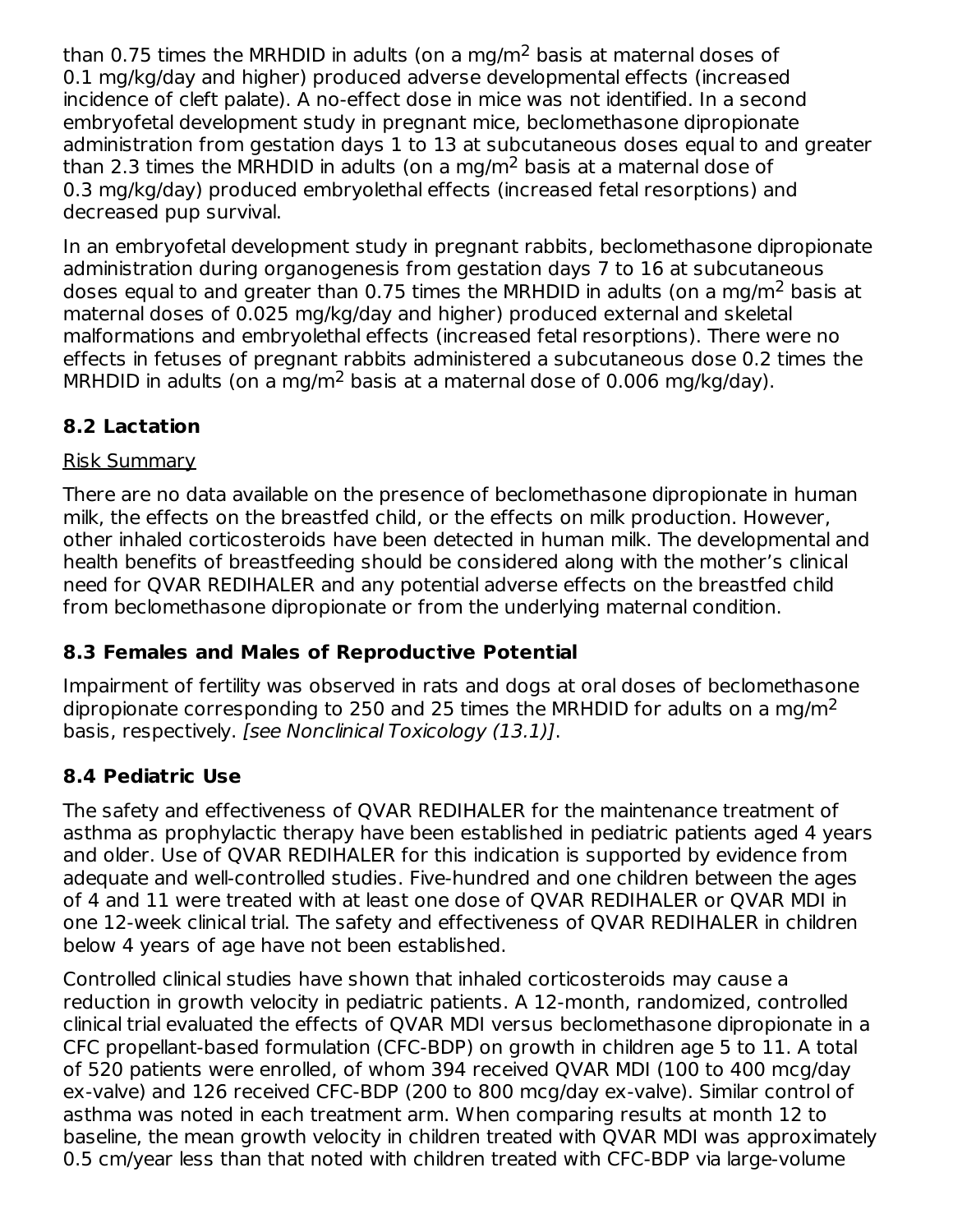than 0.75 times the MRHDID in adults (on a mg/$m^2$ basis at maternal doses of 0.1 mg/kg/day and higher) produced adverse developmental effects (increased incidence of cleft palate). A no-effect dose in mice was not identified. In a second embryofetal development study in pregnant mice, beclomethasone dipropionate administration from gestation days 1 to 13 at subcutaneous doses equal to and greater than 2.3 times the MRHDID in adults (on a mg/$m^2$ basis at a maternal dose of 0.3 mg/kg/day) produced embryolethal effects (increased fetal resorptions) and decreased pup survival.

In an embryofetal development study in pregnant rabbits, beclomethasone dipropionate administration during organogenesis from gestation days 7 to 16 at subcutaneous doses equal to and greater than 0.75 times the MRHDID in adults (on a mg/$m^2$ basis at maternal doses of 0.025 mg/kg/day and higher) produced external and skeletal malformations and embryolethal effects (increased fetal resorptions). There were no effects in fetuses of pregnant rabbits administered a subcutaneous dose 0.2 times the MRHDID in adults (on a mg/$m^2$ basis at a maternal dose of 0.006 mg/kg/day).

### 8.2 Lactation

Risk Summary

There are no data available on the presence of beclomethasone dipropionate in human milk, the effects on the breastfed child, or the effects on milk production. However, other inhaled corticosteroids have been detected in human milk. The developmental and health benefits of breastfeeding should be considered along with the mother's clinical need for QVAR REDIHALER and any potential adverse effects on the breastfed child from beclomethasone dipropionate or from the underlying maternal condition.

### 8.3 Females and Males of Reproductive Potential

Impairment of fertility was observed in rats and dogs at oral doses of beclomethasone dipropionate corresponding to 250 and 25 times the MRHDID for adults on a mg/$m^2$ basis, respectively. *[see Nonclinical Toxicology (13.1)]*.

### 8.4 Pediatric Use

The safety and effectiveness of QVAR REDIHALER for the maintenance treatment of asthma as prophylactic therapy have been established in pediatric patients aged 4 years and older. Use of QVAR REDIHALER for this indication is supported by evidence from adequate and well-controlled studies. Five-hundred and one children between the ages of 4 and 11 were treated with at least one dose of QVAR REDIHALER or QVAR MDI in one 12-week clinical trial. The safety and effectiveness of QVAR REDIHALER in children below 4 years of age have not been established.

Controlled clinical studies have shown that inhaled corticosteroids may cause a reduction in growth velocity in pediatric patients. A 12-month, randomized, controlled clinical trial evaluated the effects of QVAR MDI versus beclomethasone dipropionate in a CFC propellant-based formulation (CFC-BDP) on growth in children age 5 to 11. A total of 520 patients were enrolled, of whom 394 received QVAR MDI (100 to 400 mcg/day ex-valve) and 126 received CFC-BDP (200 to 800 mcg/day ex-valve). Similar control of asthma was noted in each treatment arm. When comparing results at month 12 to baseline, the mean growth velocity in children treated with QVAR MDI was approximately 0.5 cm/year less than that noted with children treated with CFC-BDP via large-volume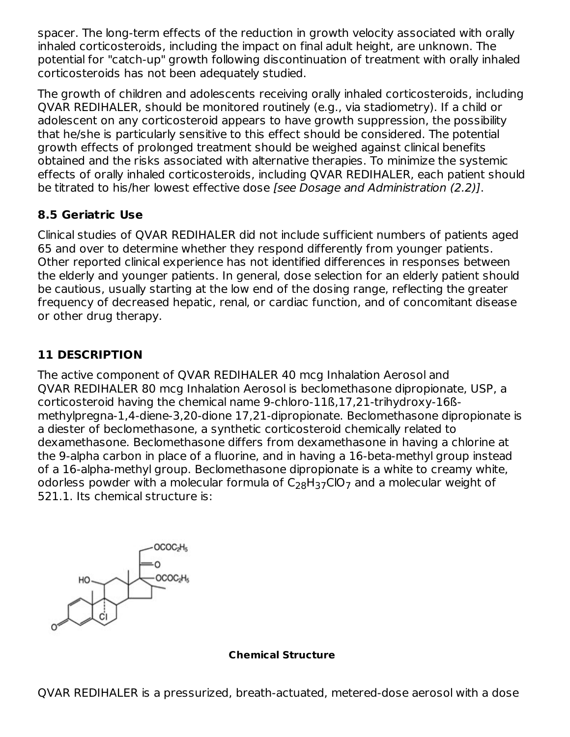spacer. The long-term effects of the reduction in growth velocity associated with orally inhaled corticosteroids, including the impact on final adult height, are unknown. The potential for "catch-up" growth following discontinuation of treatment with orally inhaled corticosteroids has not been adequately studied.

The growth of children and adolescents receiving orally inhaled corticosteroids, including QVAR REDIHALER, should be monitored routinely (e.g., via stadiometry). If a child or adolescent on any corticosteroid appears to have growth suppression, the possibility that he/she is particularly sensitive to this effect should be considered. The potential growth effects of prolonged treatment should be weighed against clinical benefits obtained and the risks associated with alternative therapies. To minimize the systemic effects of orally inhaled corticosteroids, including QVAR REDIHALER, each patient should be titrated to his/her lowest effective dose *[see Dosage and Administration (2.2)]*.

### 8.5 Geriatric Use

Clinical studies of QVAR REDIHALER did not include sufficient numbers of patients aged 65 and over to determine whether they respond differently from younger patients. Other reported clinical experience has not identified differences in responses between the elderly and younger patients. In general, dose selection for an elderly patient should be cautious, usually starting at the low end of the dosing range, reflecting the greater frequency of decreased hepatic, renal, or cardiac function, and of concomitant disease or other drug therapy.

## 11 DESCRIPTION

The active component of QVAR REDIHALER 40 mcg Inhalation Aerosol and QVAR REDIHALER 80 mcg Inhalation Aerosol is beclomethasone dipropionate, USP, a corticosteroid having the chemical name 9-chloro-11ß,17,21-trihydroxy-16ß-methylpregna-1,4-diene-3,20-dione 17,21-dipropionate. Beclomethasone dipropionate is a diester of beclomethasone, a synthetic corticosteroid chemically related to dexamethasone. Beclomethasone differs from dexamethasone in having a chlorine at the 9-alpha carbon in place of a fluorine, and in having a 16-beta-methyl group instead of a 16-alpha-methyl group. Beclomethasone dipropionate is a white to creamy white, odorless powder with a molecular formula of $C_{28}H_{37}ClO_7$ and a molecular weight of 521.1. Its chemical structure is:

**Chemical Structure**

QVAR REDIHALER is a pressurized, breath-actuated, metered-dose aerosol with a dose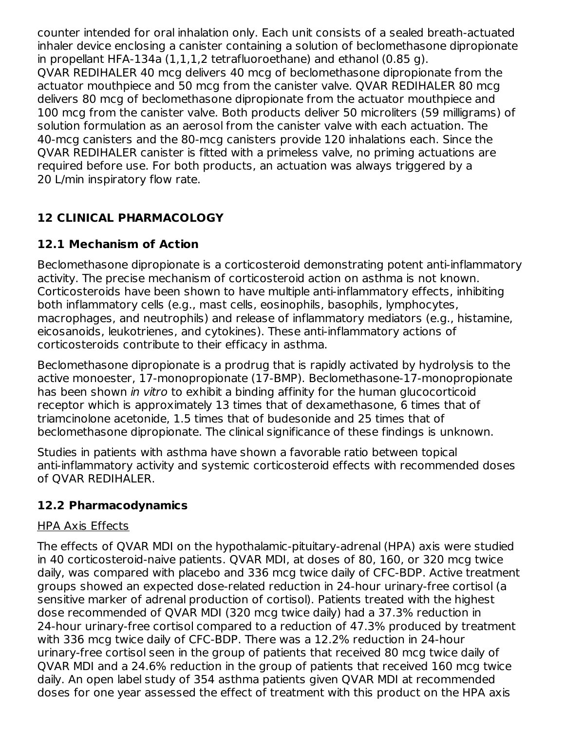counter intended for oral inhalation only. Each unit consists of a sealed breath-actuated inhaler device enclosing a canister containing a solution of beclomethasone dipropionate in propellant HFA-134a (1,1,1,2 tetrafluoroethane) and ethanol (0.85 g).
QVAR REDIHALER 40 mcg delivers 40 mcg of beclomethasone dipropionate from the actuator mouthpiece and 50 mcg from the canister valve. QVAR REDIHALER 80 mcg delivers 80 mcg of beclomethasone dipropionate from the actuator mouthpiece and 100 mcg from the canister valve. Both products deliver 50 microliters (59 milligrams) of solution formulation as an aerosol from the canister valve with each actuation. The 40-mcg canisters and the 80-mcg canisters provide 120 inhalations each. Since the QVAR REDIHALER canister is fitted with a primeless valve, no priming actuations are required before use. For both products, an actuation was always triggered by a 20 L/min inspiratory flow rate.

## 12 CLINICAL PHARMACOLOGY

### 12.1 Mechanism of Action

Beclomethasone dipropionate is a corticosteroid demonstrating potent anti-inflammatory activity. The precise mechanism of corticosteroid action on asthma is not known. Corticosteroids have been shown to have multiple anti-inflammatory effects, inhibiting both inflammatory cells (e.g., mast cells, eosinophils, basophils, lymphocytes, macrophages, and neutrophils) and release of inflammatory mediators (e.g., histamine, eicosanoids, leukotrienes, and cytokines). These anti-inflammatory actions of corticosteroids contribute to their efficacy in asthma.

Beclomethasone dipropionate is a prodrug that is rapidly activated by hydrolysis to the active monoester, 17-monopropionate (17-BMP). Beclomethasone-17-monopropionate has been shown *in vitro* to exhibit a binding affinity for the human glucocorticoid receptor which is approximately 13 times that of dexamethasone, 6 times that of triamcinolone acetonide, 1.5 times that of budesonide and 25 times that of beclomethasone dipropionate. The clinical significance of these findings is unknown.

Studies in patients with asthma have shown a favorable ratio between topical anti-inflammatory activity and systemic corticosteroid effects with recommended doses of QVAR REDIHALER.

### 12.2 Pharmacodynamics

HPA Axis Effects

The effects of QVAR MDI on the hypothalamic-pituitary-adrenal (HPA) axis were studied in 40 corticosteroid-naive patients. QVAR MDI, at doses of 80, 160, or 320 mcg twice daily, was compared with placebo and 336 mcg twice daily of CFC-BDP. Active treatment groups showed an expected dose-related reduction in 24-hour urinary-free cortisol (a sensitive marker of adrenal production of cortisol). Patients treated with the highest dose recommended of QVAR MDI (320 mcg twice daily) had a 37.3% reduction in 24-hour urinary-free cortisol compared to a reduction of 47.3% produced by treatment with 336 mcg twice daily of CFC-BDP. There was a 12.2% reduction in 24-hour urinary-free cortisol seen in the group of patients that received 80 mcg twice daily of QVAR MDI and a 24.6% reduction in the group of patients that received 160 mcg twice daily. An open label study of 354 asthma patients given QVAR MDI at recommended doses for one year assessed the effect of treatment with this product on the HPA axis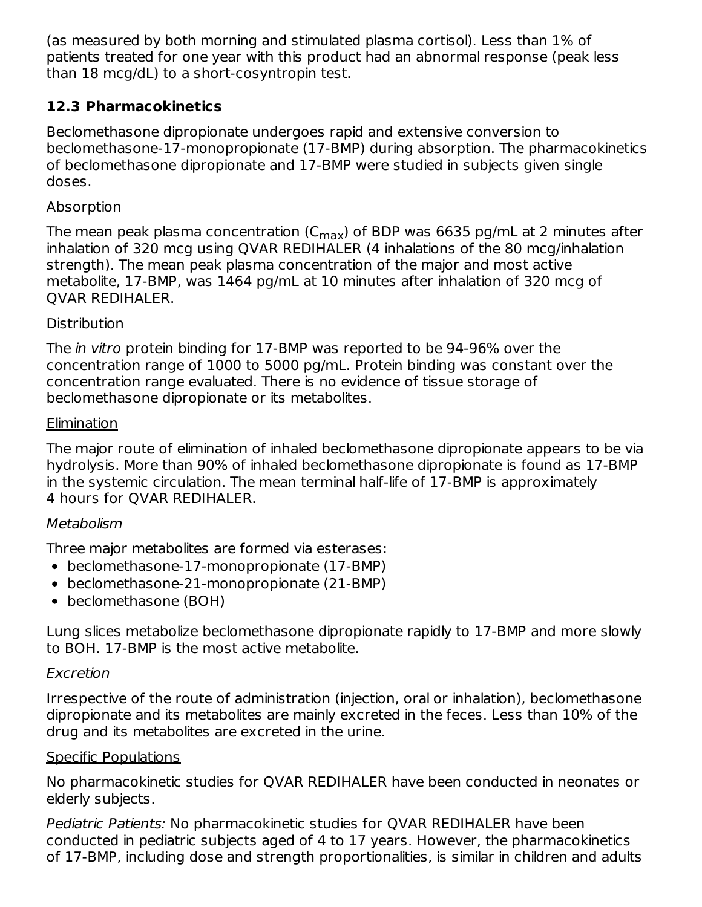(as measured by both morning and stimulated plasma cortisol). Less than 1% of patients treated for one year with this product had an abnormal response (peak less than 18 mcg/dL) to a short-cosyntropin test.

### 12.3 Pharmacokinetics

Beclomethasone dipropionate undergoes rapid and extensive conversion to beclomethasone-17-monopropionate (17-BMP) during absorption. The pharmacokinetics of beclomethasone dipropionate and 17-BMP were studied in subjects given single doses.

Absorption

The mean peak plasma concentration ($C_{max}$) of BDP was 6635 pg/mL at 2 minutes after inhalation of 320 mcg using QVAR REDIHALER (4 inhalations of the 80 mcg/inhalation strength). The mean peak plasma concentration of the major and most active metabolite, 17-BMP, was 1464 pg/mL at 10 minutes after inhalation of 320 mcg of QVAR REDIHALER.

Distribution

The *in vitro* protein binding for 17-BMP was reported to be 94-96% over the concentration range of 1000 to 5000 pg/mL. Protein binding was constant over the concentration range evaluated. There is no evidence of tissue storage of beclomethasone dipropionate or its metabolites.

Elimination

The major route of elimination of inhaled beclomethasone dipropionate appears to be via hydrolysis. More than 90% of inhaled beclomethasone dipropionate is found as 17-BMP in the systemic circulation. The mean terminal half-life of 17-BMP is approximately 4 hours for QVAR REDIHALER.

*Metabolism*

Three major metabolites are formed via esterases:

- beclomethasone-17-monopropionate (17-BMP)
- beclomethasone-21-monopropionate (21-BMP)
- beclomethasone (BOH)

Lung slices metabolize beclomethasone dipropionate rapidly to 17-BMP and more slowly to BOH. 17-BMP is the most active metabolite.

*Excretion*

Irrespective of the route of administration (injection, oral or inhalation), beclomethasone dipropionate and its metabolites are mainly excreted in the feces. Less than 10% of the drug and its metabolites are excreted in the urine.

Specific Populations

No pharmacokinetic studies for QVAR REDIHALER have been conducted in neonates or elderly subjects.

*Pediatric Patients:* No pharmacokinetic studies for QVAR REDIHALER have been conducted in pediatric subjects aged of 4 to 17 years. However, the pharmacokinetics of 17-BMP, including dose and strength proportionalities, is similar in children and adults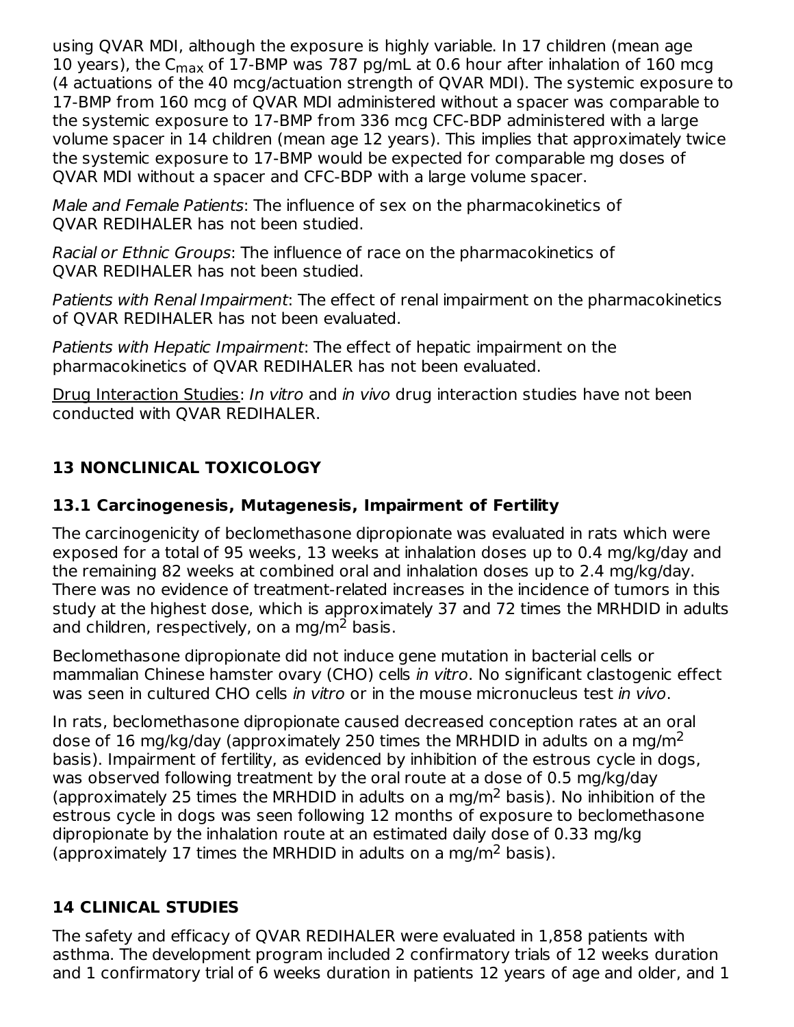using QVAR MDI, although the exposure is highly variable. In 17 children (mean age 10 years), the $C_{max}$ of 17-BMP was 787 pg/mL at 0.6 hour after inhalation of 160 mcg (4 actuations of the 40 mcg/actuation strength of QVAR MDI). The systemic exposure to 17-BMP from 160 mcg of QVAR MDI administered without a spacer was comparable to the systemic exposure to 17-BMP from 336 mcg CFC-BDP administered with a large volume spacer in 14 children (mean age 12 years). This implies that approximately twice the systemic exposure to 17-BMP would be expected for comparable mg doses of QVAR MDI without a spacer and CFC-BDP with a large volume spacer.

*Male and Female Patients*: The influence of sex on the pharmacokinetics of QVAR REDIHALER has not been studied.

*Racial or Ethnic Groups*: The influence of race on the pharmacokinetics of QVAR REDIHALER has not been studied.

*Patients with Renal Impairment*: The effect of renal impairment on the pharmacokinetics of QVAR REDIHALER has not been evaluated.

*Patients with Hepatic Impairment*: The effect of hepatic impairment on the pharmacokinetics of QVAR REDIHALER has not been evaluated.

Drug Interaction Studies: *In vitro* and *in vivo* drug interaction studies have not been conducted with QVAR REDIHALER.

## 13 NONCLINICAL TOXICOLOGY

### 13.1 Carcinogenesis, Mutagenesis, Impairment of Fertility

The carcinogenicity of beclomethasone dipropionate was evaluated in rats which were exposed for a total of 95 weeks, 13 weeks at inhalation doses up to 0.4 mg/kg/day and the remaining 82 weeks at combined oral and inhalation doses up to 2.4 mg/kg/day. There was no evidence of treatment-related increases in the incidence of tumors in this study at the highest dose, which is approximately 37 and 72 times the MRHDID in adults and children, respectively, on a mg/$m^2$ basis.

Beclomethasone dipropionate did not induce gene mutation in bacterial cells or mammalian Chinese hamster ovary (CHO) cells *in vitro*. No significant clastogenic effect was seen in cultured CHO cells *in vitro* or in the mouse micronucleus test *in vivo*.

In rats, beclomethasone dipropionate caused decreased conception rates at an oral dose of 16 mg/kg/day (approximately 250 times the MRHDID in adults on a mg/$m^2$ basis). Impairment of fertility, as evidenced by inhibition of the estrous cycle in dogs, was observed following treatment by the oral route at a dose of 0.5 mg/kg/day (approximately 25 times the MRHDID in adults on a mg/$m^2$ basis). No inhibition of the estrous cycle in dogs was seen following 12 months of exposure to beclomethasone dipropionate by the inhalation route at an estimated daily dose of 0.33 mg/kg (approximately 17 times the MRHDID in adults on a mg/$m^2$ basis).

## 14 CLINICAL STUDIES

The safety and efficacy of QVAR REDIHALER were evaluated in 1,858 patients with asthma. The development program included 2 confirmatory trials of 12 weeks duration and 1 confirmatory trial of 6 weeks duration in patients 12 years of age and older, and 1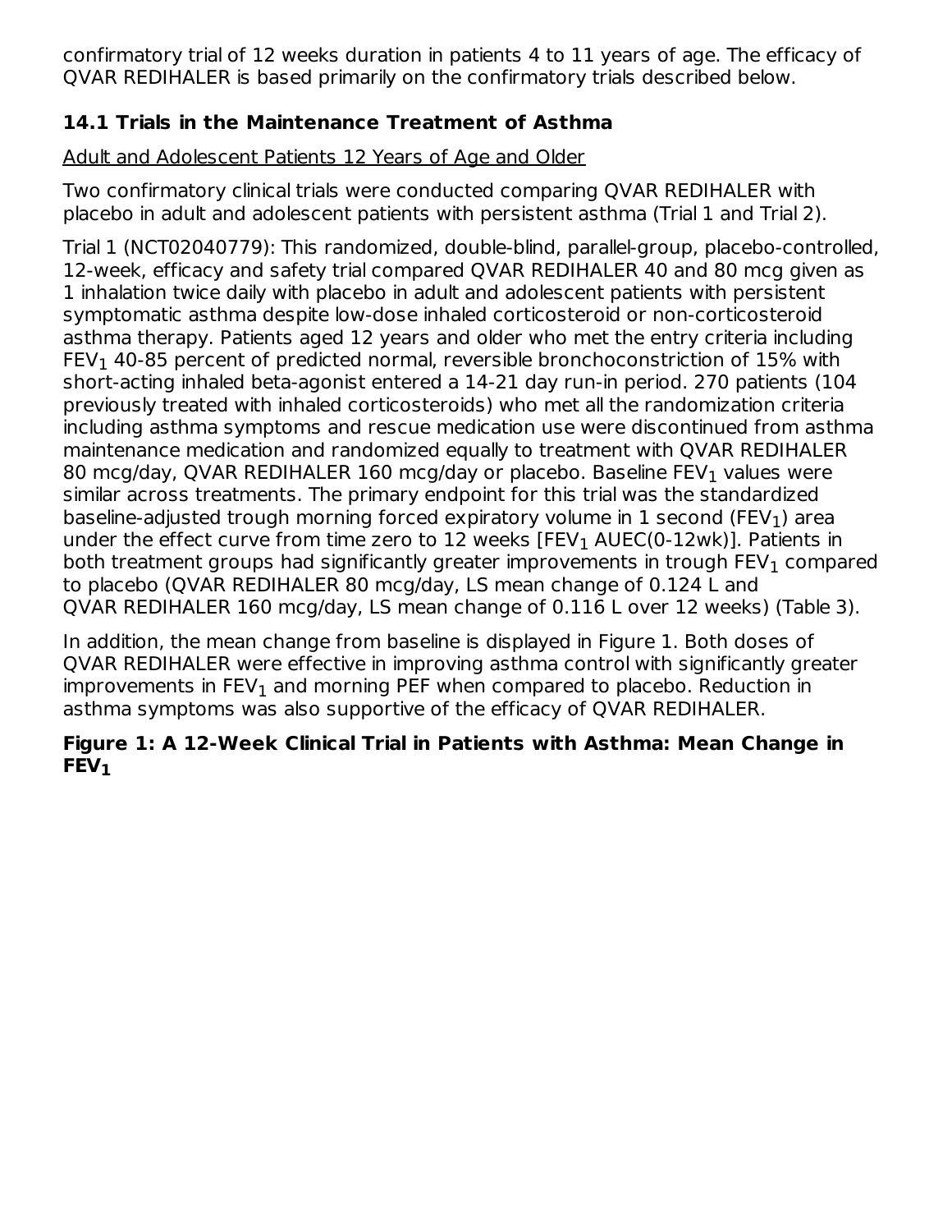confirmatory trial of 12 weeks duration in patients 4 to 11 years of age. The efficacy of QVAR REDIHALER is based primarily on the confirmatory trials described below.

### 14.1 Trials in the Maintenance Treatment of Asthma

Adult and Adolescent Patients 12 Years of Age and Older

Two confirmatory clinical trials were conducted comparing QVAR REDIHALER with placebo in adult and adolescent patients with persistent asthma (Trial 1 and Trial 2).

Trial 1 (NCT02040779): This randomized, double-blind, parallel-group, placebo-controlled, 12-week, efficacy and safety trial compared QVAR REDIHALER 40 and 80 mcg given as 1 inhalation twice daily with placebo in adult and adolescent patients with persistent symptomatic asthma despite low-dose inhaled corticosteroid or non-corticosteroid asthma therapy. Patients aged 12 years and older who met the entry criteria including $FEV_1$ 40-85 percent of predicted normal, reversible bronchoconstriction of 15% with short-acting inhaled beta-agonist entered a 14-21 day run-in period. 270 patients (104 previously treated with inhaled corticosteroids) who met all the randomization criteria including asthma symptoms and rescue medication use were discontinued from asthma maintenance medication and randomized equally to treatment with QVAR REDIHALER 80 mcg/day, QVAR REDIHALER 160 mcg/day or placebo. Baseline $FEV_1$ values were similar across treatments. The primary endpoint for this trial was the standardized baseline-adjusted trough morning forced expiratory volume in 1 second ($FEV_1$) area under the effect curve from time zero to 12 weeks [$FEV_1$ AUEC(0-12wk)]. Patients in both treatment groups had significantly greater improvements in trough $FEV_1$ compared to placebo (QVAR REDIHALER 80 mcg/day, LS mean change of 0.124 L and QVAR REDIHALER 160 mcg/day, LS mean change of 0.116 L over 12 weeks) (Table 3).

In addition, the mean change from baseline is displayed in Figure 1. Both doses of QVAR REDIHALER were effective in improving asthma control with significantly greater improvements in $FEV_1$ and morning PEF when compared to placebo. Reduction in asthma symptoms was also supportive of the efficacy of QVAR REDIHALER.

**Figure 1: A 12-Week Clinical Trial in Patients with Asthma: Mean Change in $FEV_1$**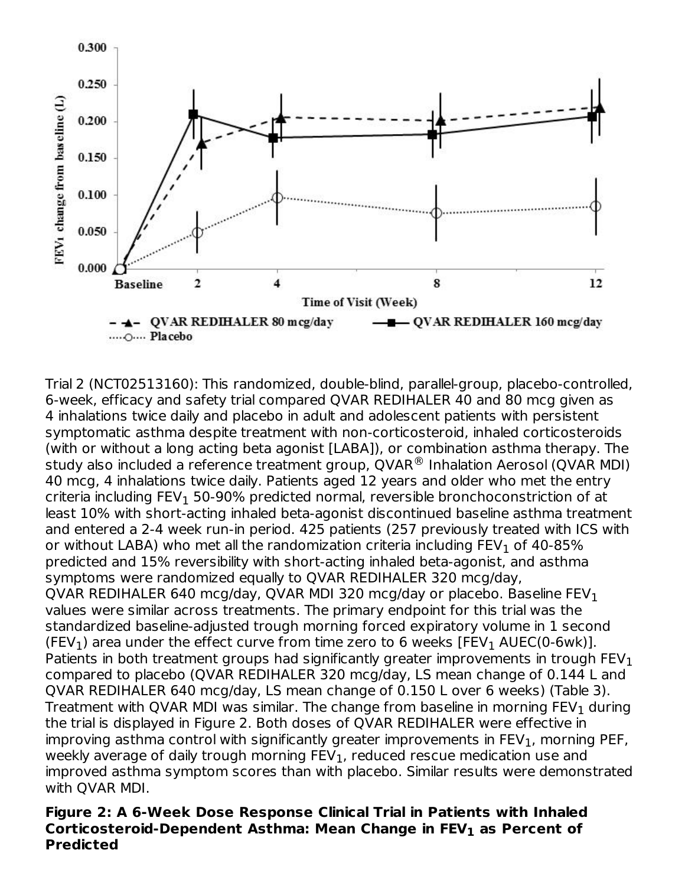Trial 2 (NCT02513160): This randomized, double-blind, parallel-group, placebo-controlled, 6-week, efficacy and safety trial compared QVAR REDIHALER 40 and 80 mcg given as 4 inhalations twice daily and placebo in adult and adolescent patients with persistent symptomatic asthma despite treatment with non-corticosteroid, inhaled corticosteroids (with or without a long acting beta agonist [LABA]), or combination asthma therapy. The study also included a reference treatment group, QVAR® Inhalation Aerosol (QVAR MDI) 40 mcg, 4 inhalations twice daily. Patients aged 12 years and older who met the entry criteria including $FEV_1$ 50-90% predicted normal, reversible bronchoconstriction of at least 10% with short-acting inhaled beta-agonist discontinued baseline asthma treatment and entered a 2-4 week run-in period. 425 patients (257 previously treated with ICS with or without LABA) who met all the randomization criteria including $FEV_1$ of 40-85% predicted and 15% reversibility with short-acting inhaled beta-agonist, and asthma symptoms were randomized equally to QVAR REDIHALER 320 mcg/day, QVAR REDIHALER 640 mcg/day, QVAR MDI 320 mcg/day or placebo. Baseline $FEV_1$ values were similar across treatments. The primary endpoint for this trial was the standardized baseline-adjusted trough morning forced expiratory volume in 1 second ($FEV_1$) area under the effect curve from time zero to 6 weeks [$FEV_1$ AUEC(0-6wk)]. Patients in both treatment groups had significantly greater improvements in trough $FEV_1$ compared to placebo (QVAR REDIHALER 320 mcg/day, LS mean change of 0.144 L and QVAR REDIHALER 640 mcg/day, LS mean change of 0.150 L over 6 weeks) (Table 3). Treatment with QVAR MDI was similar. The change from baseline in morning $FEV_1$ during the trial is displayed in Figure 2. Both doses of QVAR REDIHALER were effective in improving asthma control with significantly greater improvements in $FEV_1$, morning PEF, weekly average of daily trough morning $FEV_1$, reduced rescue medication use and improved asthma symptom scores than with placebo. Similar results were demonstrated with QVAR MDI.

**Figure 2: A 6-Week Dose Response Clinical Trial in Patients with Inhaled Corticosteroid-Dependent Asthma: Mean Change in $FEV_1$ as Percent of Predicted**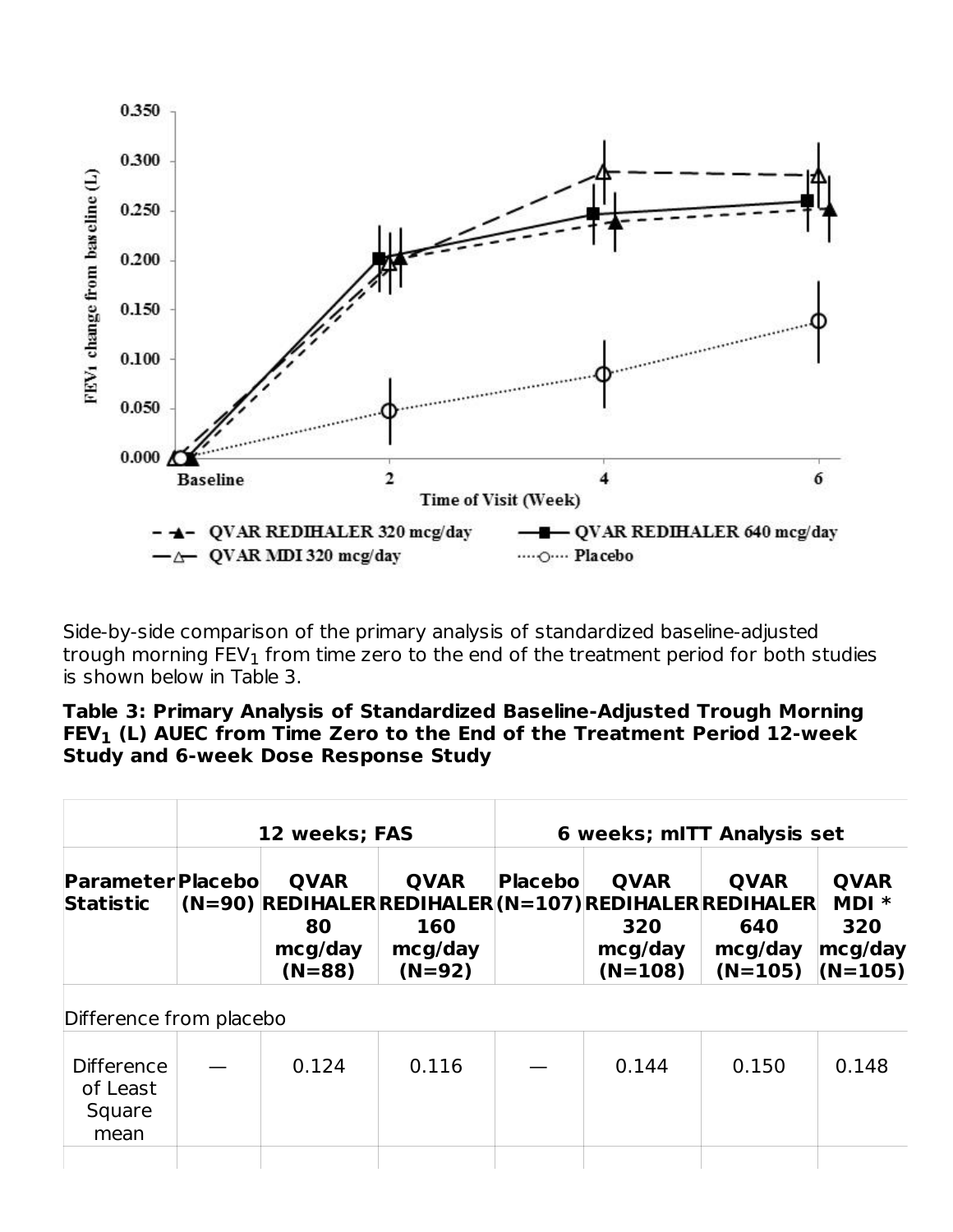Side-by-side comparison of the primary analysis of standardized baseline-adjusted trough morning $FEV_1$ from time zero to the end of the treatment period for both studies is shown below in Table 3.

**Table 3: Primary Analysis of Standardized Baseline-Adjusted Trough Morning $FEV_1$ (L) AUEC from Time Zero to the End of the Treatment Period 12-week Study and 6-week Dose Response Study**

| | 12 weeks; FAS | | | 6 weeks; mITT Analysis set | | | |
|---|---|---|---|---|---|---|---|
| **Parameter Statistic** | **Placebo (N=90)** | **QVAR REDIHALER 80 mcg/day (N=88)** | **QVAR REDIHALER 160 mcg/day (N=92)** | **Placebo (N=107)** | **QVAR REDIHALER 320 mcg/day (N=108)** | **QVAR REDIHALER 640 mcg/day (N=105)** | **QVAR MDI * 320 mcg/day (N=105)** |
| Difference from placebo | | | | | | | |
| Difference of Least Square mean | — | 0.124 | 0.116 | — | 0.144 | 0.150 | 0.148 |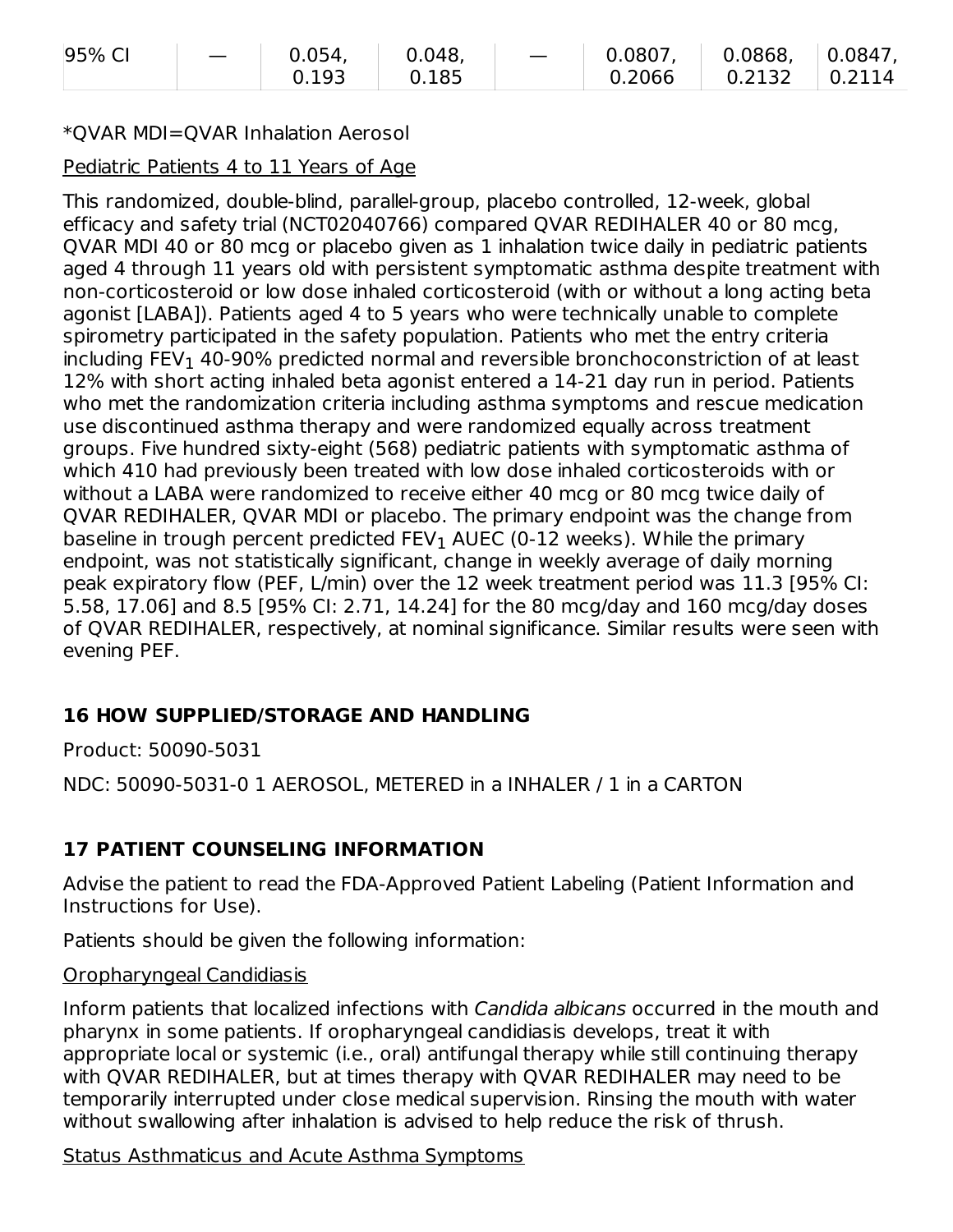| 95% CI | — | 0.054, 0.193 | 0.048, 0.185 | — | 0.0807, 0.2066 | 0.0868, 0.2132 | 0.0847, 0.2114 |
|---|---|---|---|---|---|---|---|

*QVAR MDI=QVAR Inhalation Aerosol

Pediatric Patients 4 to 11 Years of Age

This randomized, double-blind, parallel-group, placebo controlled, 12-week, global efficacy and safety trial (NCT02040766) compared QVAR REDIHALER 40 or 80 mcg, QVAR MDI 40 or 80 mcg or placebo given as 1 inhalation twice daily in pediatric patients aged 4 through 11 years old with persistent symptomatic asthma despite treatment with non-corticosteroid or low dose inhaled corticosteroid (with or without a long acting beta agonist [LABA]). Patients aged 4 to 5 years who were technically unable to complete spirometry participated in the safety population. Patients who met the entry criteria including $FEV_1$ 40-90% predicted normal and reversible bronchoconstriction of at least 12% with short acting inhaled beta agonist entered a 14-21 day run in period. Patients who met the randomization criteria including asthma symptoms and rescue medication use discontinued asthma therapy and were randomized equally across treatment groups. Five hundred sixty-eight (568) pediatric patients with symptomatic asthma of which 410 had previously been treated with low dose inhaled corticosteroids with or without a LABA were randomized to receive either 40 mcg or 80 mcg twice daily of QVAR REDIHALER, QVAR MDI or placebo. The primary endpoint was the change from baseline in trough percent predicted $FEV_1$ AUEC (0-12 weeks). While the primary endpoint, was not statistically significant, change in weekly average of daily morning peak expiratory flow (PEF, L/min) over the 12 week treatment period was 11.3 [95% CI: 5.58, 17.06] and 8.5 [95% CI: 2.71, 14.24] for the 80 mcg/day and 160 mcg/day doses of QVAR REDIHALER, respectively, at nominal significance. Similar results were seen with evening PEF.

## 16 HOW SUPPLIED/STORAGE AND HANDLING

Product: 50090-5031

NDC: 50090-5031-0 1 AEROSOL, METERED in a INHALER / 1 in a CARTON

## 17 PATIENT COUNSELING INFORMATION

Advise the patient to read the FDA-Approved Patient Labeling (Patient Information and Instructions for Use).

Patients should be given the following information:

Oropharyngeal Candidiasis

Inform patients that localized infections with *Candida albicans* occurred in the mouth and pharynx in some patients. If oropharyngeal candidiasis develops, treat it with appropriate local or systemic (i.e., oral) antifungal therapy while still continuing therapy with QVAR REDIHALER, but at times therapy with QVAR REDIHALER may need to be temporarily interrupted under close medical supervision. Rinsing the mouth with water without swallowing after inhalation is advised to help reduce the risk of thrush.

Status Asthmaticus and Acute Asthma Symptoms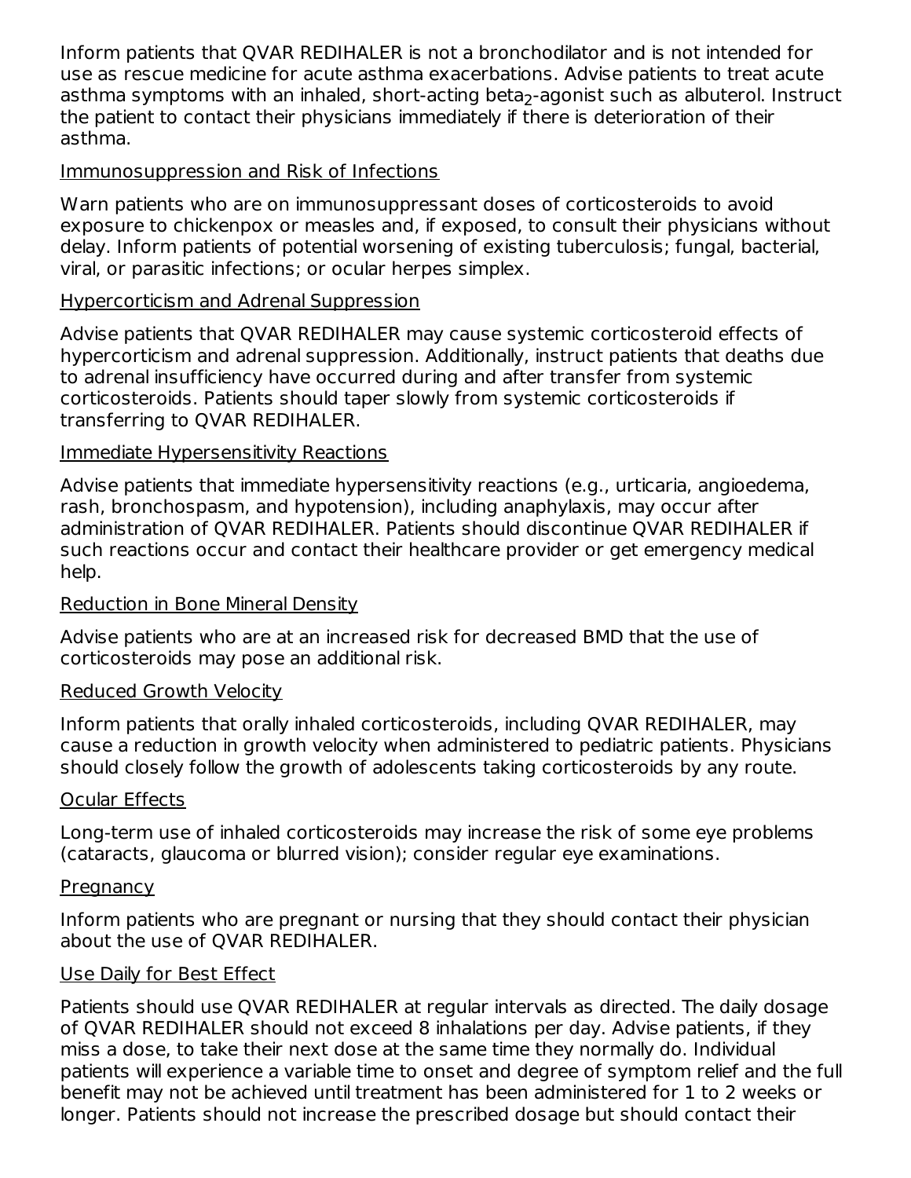Inform patients that QVAR REDIHALER is not a bronchodilator and is not intended for use as rescue medicine for acute asthma exacerbations. Advise patients to treat acute asthma symptoms with an inhaled, short-acting beta$_2$-agonist such as albuterol. Instruct the patient to contact their physicians immediately if there is deterioration of their asthma.

Immunosuppression and Risk of Infections

Warn patients who are on immunosuppressant doses of corticosteroids to avoid exposure to chickenpox or measles and, if exposed, to consult their physicians without delay. Inform patients of potential worsening of existing tuberculosis; fungal, bacterial, viral, or parasitic infections; or ocular herpes simplex.

Hypercorticism and Adrenal Suppression

Advise patients that QVAR REDIHALER may cause systemic corticosteroid effects of hypercorticism and adrenal suppression. Additionally, instruct patients that deaths due to adrenal insufficiency have occurred during and after transfer from systemic corticosteroids. Patients should taper slowly from systemic corticosteroids if transferring to QVAR REDIHALER.

Immediate Hypersensitivity Reactions

Advise patients that immediate hypersensitivity reactions (e.g., urticaria, angioedema, rash, bronchospasm, and hypotension), including anaphylaxis, may occur after administration of QVAR REDIHALER. Patients should discontinue QVAR REDIHALER if such reactions occur and contact their healthcare provider or get emergency medical help.

Reduction in Bone Mineral Density

Advise patients who are at an increased risk for decreased BMD that the use of corticosteroids may pose an additional risk.

Reduced Growth Velocity

Inform patients that orally inhaled corticosteroids, including QVAR REDIHALER, may cause a reduction in growth velocity when administered to pediatric patients. Physicians should closely follow the growth of adolescents taking corticosteroids by any route.

Ocular Effects

Long-term use of inhaled corticosteroids may increase the risk of some eye problems (cataracts, glaucoma or blurred vision); consider regular eye examinations.

Pregnancy

Inform patients who are pregnant or nursing that they should contact their physician about the use of QVAR REDIHALER.

Use Daily for Best Effect

Patients should use QVAR REDIHALER at regular intervals as directed. The daily dosage of QVAR REDIHALER should not exceed 8 inhalations per day. Advise patients, if they miss a dose, to take their next dose at the same time they normally do. Individual patients will experience a variable time to onset and degree of symptom relief and the full benefit may not be achieved until treatment has been administered for 1 to 2 weeks or longer. Patients should not increase the prescribed dosage but should contact their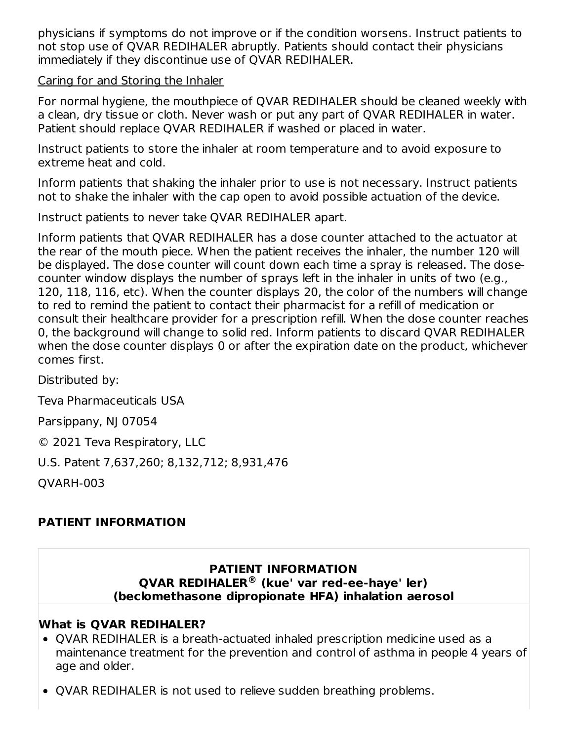physicians if symptoms do not improve or if the condition worsens. Instruct patients to not stop use of QVAR REDIHALER abruptly. Patients should contact their physicians immediately if they discontinue use of QVAR REDIHALER.

Caring for and Storing the Inhaler

For normal hygiene, the mouthpiece of QVAR REDIHALER should be cleaned weekly with a clean, dry tissue or cloth. Never wash or put any part of QVAR REDIHALER in water. Patient should replace QVAR REDIHALER if washed or placed in water.

Instruct patients to store the inhaler at room temperature and to avoid exposure to extreme heat and cold.

Inform patients that shaking the inhaler prior to use is not necessary. Instruct patients not to shake the inhaler with the cap open to avoid possible actuation of the device.

Instruct patients to never take QVAR REDIHALER apart.

Inform patients that QVAR REDIHALER has a dose counter attached to the actuator at the rear of the mouth piece. When the patient receives the inhaler, the number 120 will be displayed. The dose counter will count down each time a spray is released. The dose-counter window displays the number of sprays left in the inhaler in units of two (e.g., 120, 118, 116, etc). When the counter displays 20, the color of the numbers will change to red to remind the patient to contact their pharmacist for a refill of medication or consult their healthcare provider for a prescription refill. When the dose counter reaches 0, the background will change to solid red. Inform patients to discard QVAR REDIHALER when the dose counter displays 0 or after the expiration date on the product, whichever comes first.

Distributed by:

Teva Pharmaceuticals USA

Parsippany, NJ 07054

© 2021 Teva Respiratory, LLC

U.S. Patent 7,637,260; 8,132,712; 8,931,476

QVARH-003

## PATIENT INFORMATION

**PATIENT INFORMATION**
**QVAR REDIHALER® (kue' var red-ee-haye' ler)**
**(beclomethasone dipropionate HFA) inhalation aerosol**

**What is QVAR REDIHALER?**

- QVAR REDIHALER is a breath-actuated inhaled prescription medicine used as a maintenance treatment for the prevention and control of asthma in people 4 years of age and older.
- QVAR REDIHALER is not used to relieve sudden breathing problems.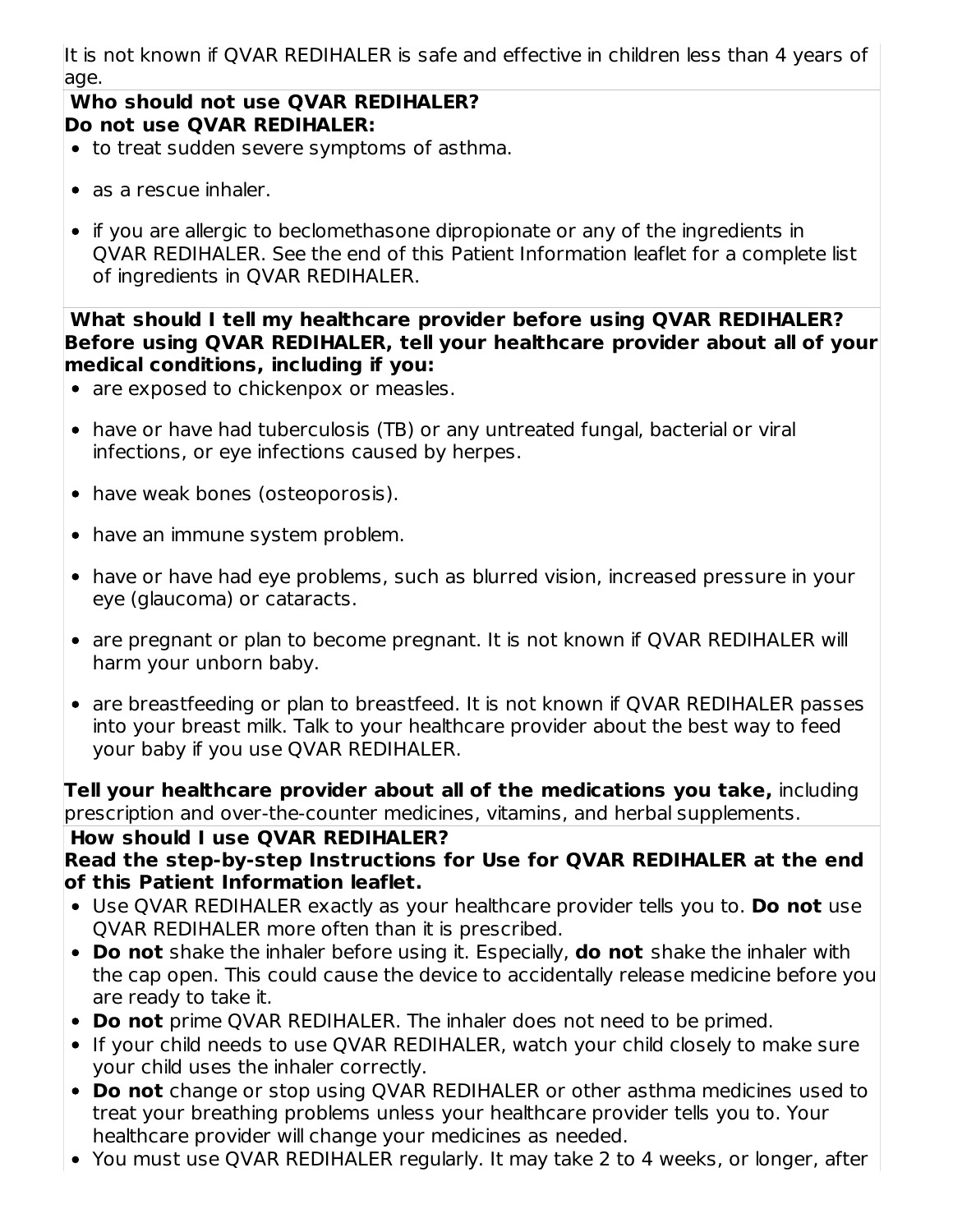It is not known if QVAR REDIHALER is safe and effective in children less than 4 years of age.

**Who should not use QVAR REDIHALER?**
**Do not use QVAR REDIHALER:**

- to treat sudden severe symptoms of asthma.
- as a rescue inhaler.
- if you are allergic to beclomethasone dipropionate or any of the ingredients in QVAR REDIHALER. See the end of this Patient Information leaflet for a complete list of ingredients in QVAR REDIHALER.

**What should I tell my healthcare provider before using QVAR REDIHALER?**
**Before using QVAR REDIHALER, tell your healthcare provider about all of your medical conditions, including if you:**

- are exposed to chickenpox or measles.
- have or have had tuberculosis (TB) or any untreated fungal, bacterial or viral infections, or eye infections caused by herpes.
- have weak bones (osteoporosis).
- have an immune system problem.
- have or have had eye problems, such as blurred vision, increased pressure in your eye (glaucoma) or cataracts.
- are pregnant or plan to become pregnant. It is not known if QVAR REDIHALER will harm your unborn baby.
- are breastfeeding or plan to breastfeed. It is not known if QVAR REDIHALER passes into your breast milk. Talk to your healthcare provider about the best way to feed your baby if you use QVAR REDIHALER.

**Tell your healthcare provider about all of the medications you take,** including prescription and over-the-counter medicines, vitamins, and herbal supplements.

**How should I use QVAR REDIHALER?**
**Read the step-by-step Instructions for Use for QVAR REDIHALER at the end of this Patient Information leaflet.**

- Use QVAR REDIHALER exactly as your healthcare provider tells you to. **Do not** use QVAR REDIHALER more often than it is prescribed.
- **Do not** shake the inhaler before using it. Especially, **do not** shake the inhaler with the cap open. This could cause the device to accidentally release medicine before you are ready to take it.
- **Do not** prime QVAR REDIHALER. The inhaler does not need to be primed.
- If your child needs to use QVAR REDIHALER, watch your child closely to make sure your child uses the inhaler correctly.
- **Do not** change or stop using QVAR REDIHALER or other asthma medicines used to treat your breathing problems unless your healthcare provider tells you to. Your healthcare provider will change your medicines as needed.
- You must use QVAR REDIHALER regularly. It may take 2 to 4 weeks, or longer, after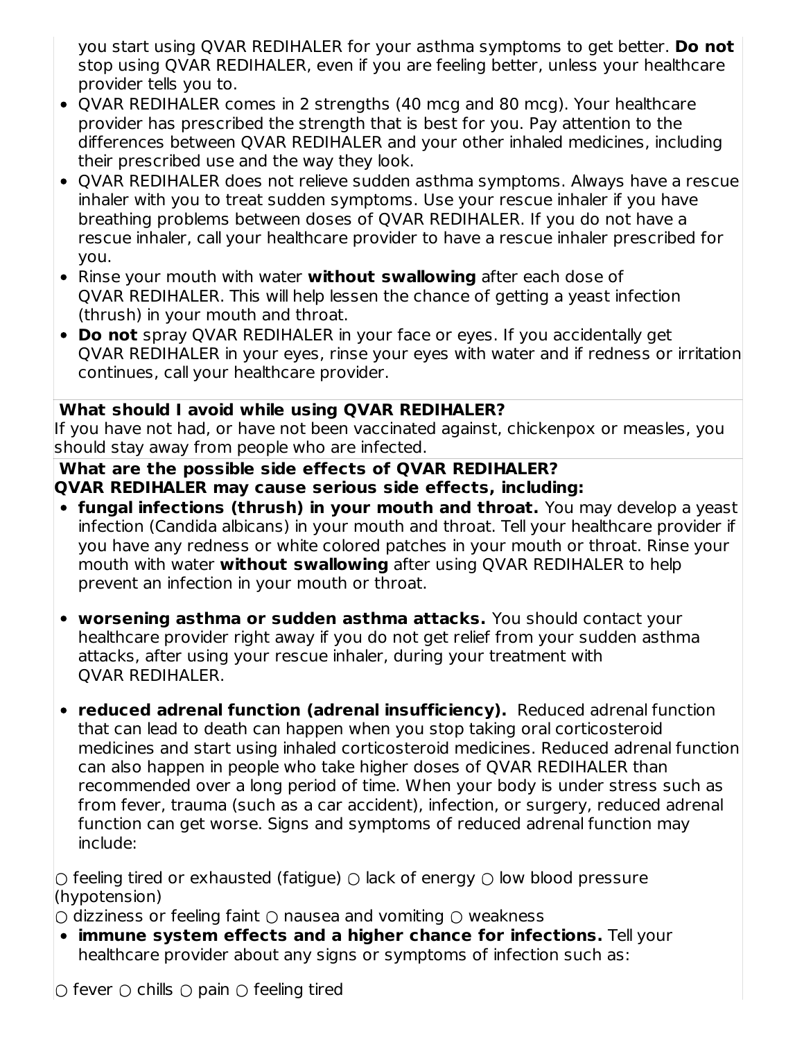you start using QVAR REDIHALER for your asthma symptoms to get better. **Do not** stop using QVAR REDIHALER, even if you are feeling better, unless your healthcare provider tells you to.

- QVAR REDIHALER comes in 2 strengths (40 mcg and 80 mcg). Your healthcare provider has prescribed the strength that is best for you. Pay attention to the differences between QVAR REDIHALER and your other inhaled medicines, including their prescribed use and the way they look.
- QVAR REDIHALER does not relieve sudden asthma symptoms. Always have a rescue inhaler with you to treat sudden symptoms. Use your rescue inhaler if you have breathing problems between doses of QVAR REDIHALER. If you do not have a rescue inhaler, call your healthcare provider to have a rescue inhaler prescribed for you.
- Rinse your mouth with water **without swallowing** after each dose of QVAR REDIHALER. This will help lessen the chance of getting a yeast infection (thrush) in your mouth and throat.
- **Do not** spray QVAR REDIHALER in your face or eyes. If you accidentally get QVAR REDIHALER in your eyes, rinse your eyes with water and if redness or irritation continues, call your healthcare provider.

**What should I avoid while using QVAR REDIHALER?**

If you have not had, or have not been vaccinated against, chickenpox or measles, you should stay away from people who are infected.

**What are the possible side effects of QVAR REDIHALER?**

**QVAR REDIHALER may cause serious side effects, including:**

- **fungal infections (thrush) in your mouth and throat.** You may develop a yeast infection (Candida albicans) in your mouth and throat. Tell your healthcare provider if you have any redness or white colored patches in your mouth or throat. Rinse your mouth with water **without swallowing** after using QVAR REDIHALER to help prevent an infection in your mouth or throat.
- **worsening asthma or sudden asthma attacks.** You should contact your healthcare provider right away if you do not get relief from your sudden asthma attacks, after using your rescue inhaler, during your treatment with QVAR REDIHALER.
- **reduced adrenal function (adrenal insufficiency).** Reduced adrenal function that can lead to death can happen when you stop taking oral corticosteroid medicines and start using inhaled corticosteroid medicines. Reduced adrenal function can also happen in people who take higher doses of QVAR REDIHALER than recommended over a long period of time. When your body is under stress such as from fever, trauma (such as a car accident), infection, or surgery, reduced adrenal function can get worse. Signs and symptoms of reduced adrenal function may include:

○ feeling tired or exhausted (fatigue) ○ lack of energy ○ low blood pressure (hypotension)
○ dizziness or feeling faint ○ nausea and vomiting ○ weakness

- **immune system effects and a higher chance for infections.** Tell your healthcare provider about any signs or symptoms of infection such as:

○ fever ○ chills ○ pain ○ feeling tired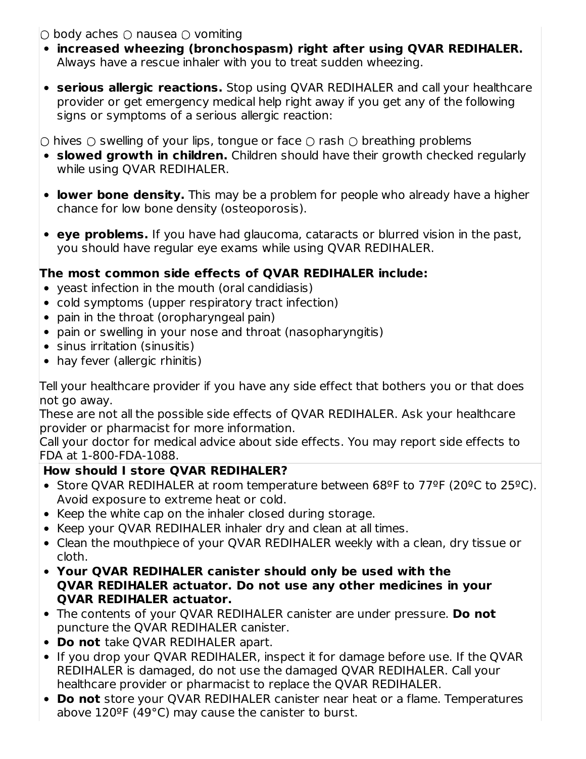○ body aches ○ nausea ○ vomiting

- **increased wheezing (bronchospasm) right after using QVAR REDIHALER.** Always have a rescue inhaler with you to treat sudden wheezing.
- **serious allergic reactions.** Stop using QVAR REDIHALER and call your healthcare provider or get emergency medical help right away if you get any of the following signs or symptoms of a serious allergic reaction:

○ hives ○ swelling of your lips, tongue or face ○ rash ○ breathing problems

- **slowed growth in children.** Children should have their growth checked regularly while using QVAR REDIHALER.
- **lower bone density.** This may be a problem for people who already have a higher chance for low bone density (osteoporosis).
- **eye problems.** If you have had glaucoma, cataracts or blurred vision in the past, you should have regular eye exams while using QVAR REDIHALER.

**The most common side effects of QVAR REDIHALER include:**

- yeast infection in the mouth (oral candidiasis)
- cold symptoms (upper respiratory tract infection)
- pain in the throat (oropharyngeal pain)
- pain or swelling in your nose and throat (nasopharyngitis)
- sinus irritation (sinusitis)
- hay fever (allergic rhinitis)

Tell your healthcare provider if you have any side effect that bothers you or that does not go away.
These are not all the possible side effects of QVAR REDIHALER. Ask your healthcare provider or pharmacist for more information.
Call your doctor for medical advice about side effects. You may report side effects to FDA at 1-800-FDA-1088.

**How should I store QVAR REDIHALER?**

- Store QVAR REDIHALER at room temperature between 68ºF to 77ºF (20ºC to 25ºC). Avoid exposure to extreme heat or cold.
- Keep the white cap on the inhaler closed during storage.
- Keep your QVAR REDIHALER inhaler dry and clean at all times.
- Clean the mouthpiece of your QVAR REDIHALER weekly with a clean, dry tissue or cloth.
- **Your QVAR REDIHALER canister should only be used with the QVAR REDIHALER actuator. Do not use any other medicines in your QVAR REDIHALER actuator.**
- The contents of your QVAR REDIHALER canister are under pressure. **Do not** puncture the QVAR REDIHALER canister.
- **Do not** take QVAR REDIHALER apart.
- If you drop your QVAR REDIHALER, inspect it for damage before use. If the QVAR REDIHALER is damaged, do not use the damaged QVAR REDIHALER. Call your healthcare provider or pharmacist to replace the QVAR REDIHALER.
- **Do not** store your QVAR REDIHALER canister near heat or a flame. Temperatures above 120ºF (49°C) may cause the canister to burst.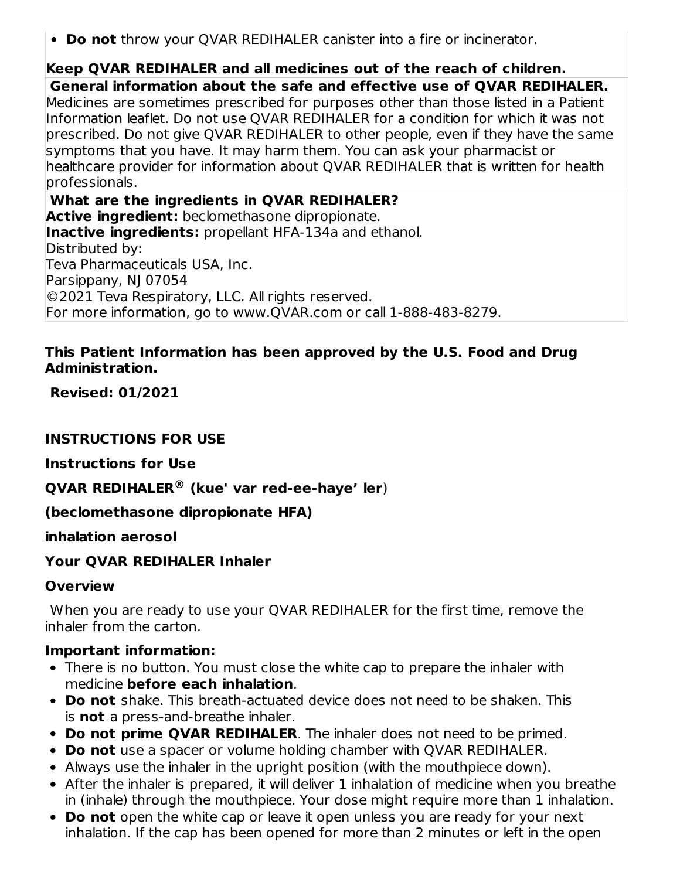- **Do not** throw your QVAR REDIHALER canister into a fire or incinerator.

**Keep QVAR REDIHALER and all medicines out of the reach of children.**

**General information about the safe and effective use of QVAR REDIHALER.**
Medicines are sometimes prescribed for purposes other than those listed in a Patient Information leaflet. Do not use QVAR REDIHALER for a condition for which it was not prescribed. Do not give QVAR REDIHALER to other people, even if they have the same symptoms that you have. It may harm them. You can ask your pharmacist or healthcare provider for information about QVAR REDIHALER that is written for health professionals.

**What are the ingredients in QVAR REDIHALER?**
**Active ingredient:** beclomethasone dipropionate.
**Inactive ingredients:** propellant HFA-134a and ethanol.
Distributed by:
Teva Pharmaceuticals USA, Inc.
Parsippany, NJ 07054
©2021 Teva Respiratory, LLC. All rights reserved.
For more information, go to www.QVAR.com or call 1-888-483-8279.

**This Patient Information has been approved by the U.S. Food and Drug Administration.**

**Revised: 01/2021**

## INSTRUCTIONS FOR USE

**Instructions for Use**

**QVAR REDIHALER® (kue' var red-ee-haye' ler)**

**(beclomethasone dipropionate HFA)**

**inhalation aerosol**

### Your QVAR REDIHALER Inhaler

**Overview**

When you are ready to use your QVAR REDIHALER for the first time, remove the inhaler from the carton.

**Important information:**

- There is no button. You must close the white cap to prepare the inhaler with medicine **before each inhalation**.
- **Do not** shake. This breath-actuated device does not need to be shaken. This is **not** a press-and-breathe inhaler.
- **Do not prime QVAR REDIHALER**. The inhaler does not need to be primed.
- **Do not** use a spacer or volume holding chamber with QVAR REDIHALER.
- Always use the inhaler in the upright position (with the mouthpiece down).
- After the inhaler is prepared, it will deliver 1 inhalation of medicine when you breathe in (inhale) through the mouthpiece. Your dose might require more than 1 inhalation.
- **Do not** open the white cap or leave it open unless you are ready for your next inhalation. If the cap has been opened for more than 2 minutes or left in the open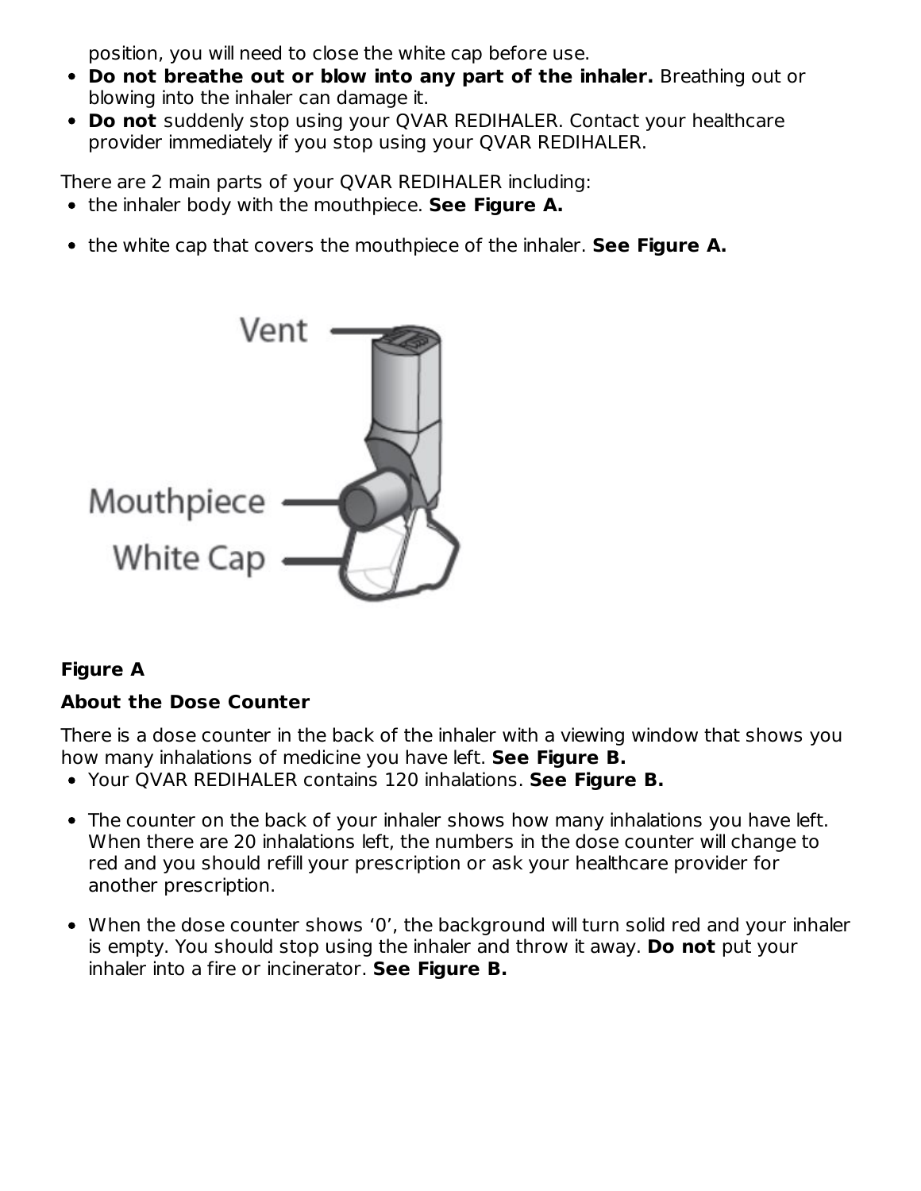position, you will need to close the white cap before use.

- **Do not breathe out or blow into any part of the inhaler.** Breathing out or blowing into the inhaler can damage it.
- **Do not** suddenly stop using your QVAR REDIHALER. Contact your healthcare provider immediately if you stop using your QVAR REDIHALER.

There are 2 main parts of your QVAR REDIHALER including:

- the inhaler body with the mouthpiece. **See Figure A.**
- the white cap that covers the mouthpiece of the inhaler. **See Figure A.**

Vent

Mouthpiece

White Cap

**Figure A**

**About the Dose Counter**

There is a dose counter in the back of the inhaler with a viewing window that shows you how many inhalations of medicine you have left. **See Figure B.**

- Your QVAR REDIHALER contains 120 inhalations. **See Figure B.**
- The counter on the back of your inhaler shows how many inhalations you have left. When there are 20 inhalations left, the numbers in the dose counter will change to red and you should refill your prescription or ask your healthcare provider for another prescription.
- When the dose counter shows '0', the background will turn solid red and your inhaler is empty. You should stop using the inhaler and throw it away. **Do not** put your inhaler into a fire or incinerator. **See Figure B.**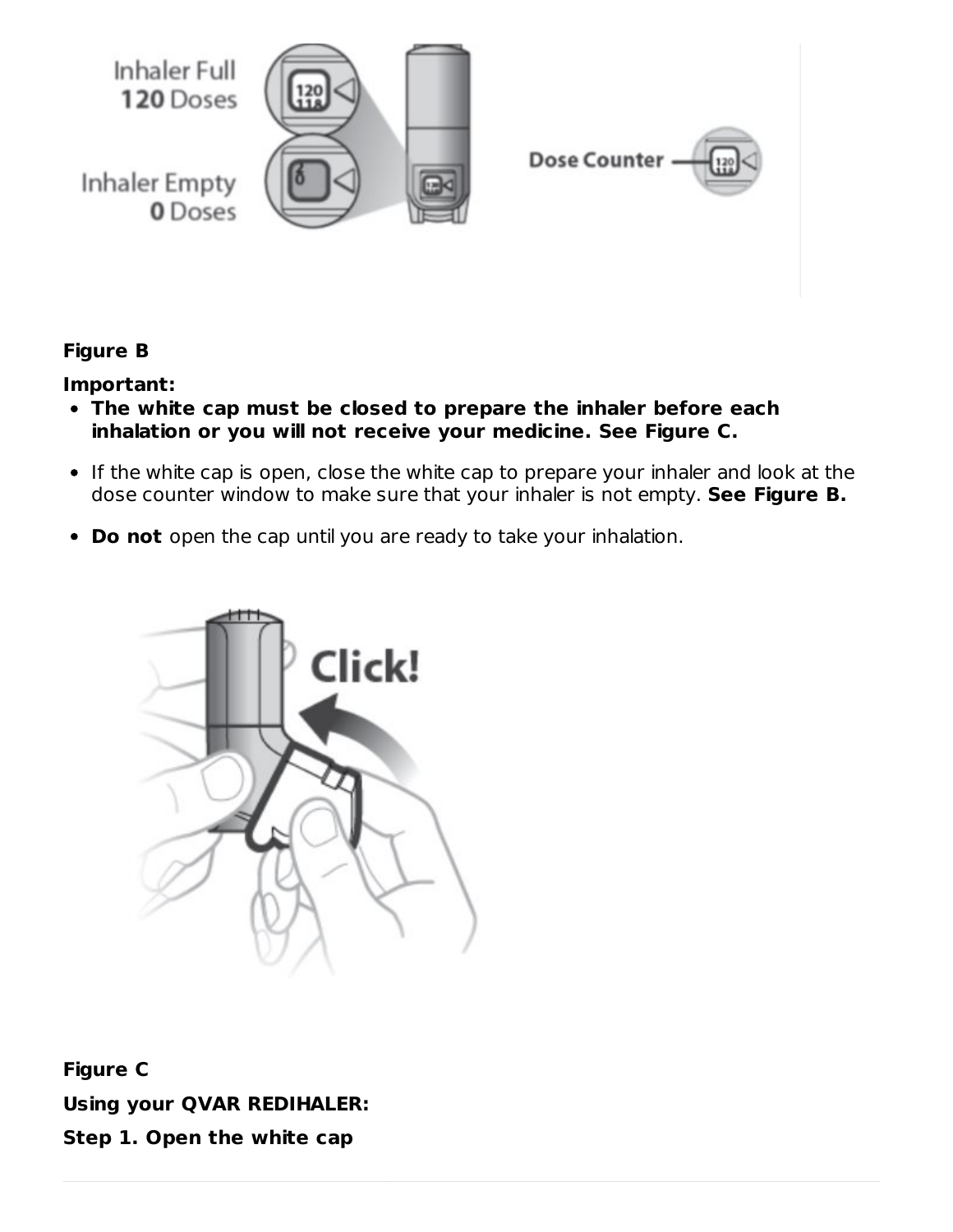**Figure B**

**Important:**

- **The white cap must be closed to prepare the inhaler before each inhalation or you will not receive your medicine. See Figure C.**
- If the white cap is open, close the white cap to prepare your inhaler and look at the dose counter window to make sure that your inhaler is not empty. **See Figure B.**
- **Do not** open the cap until you are ready to take your inhalation.

**Figure C**

**Using your QVAR REDIHALER:**

**Step 1. Open the white cap**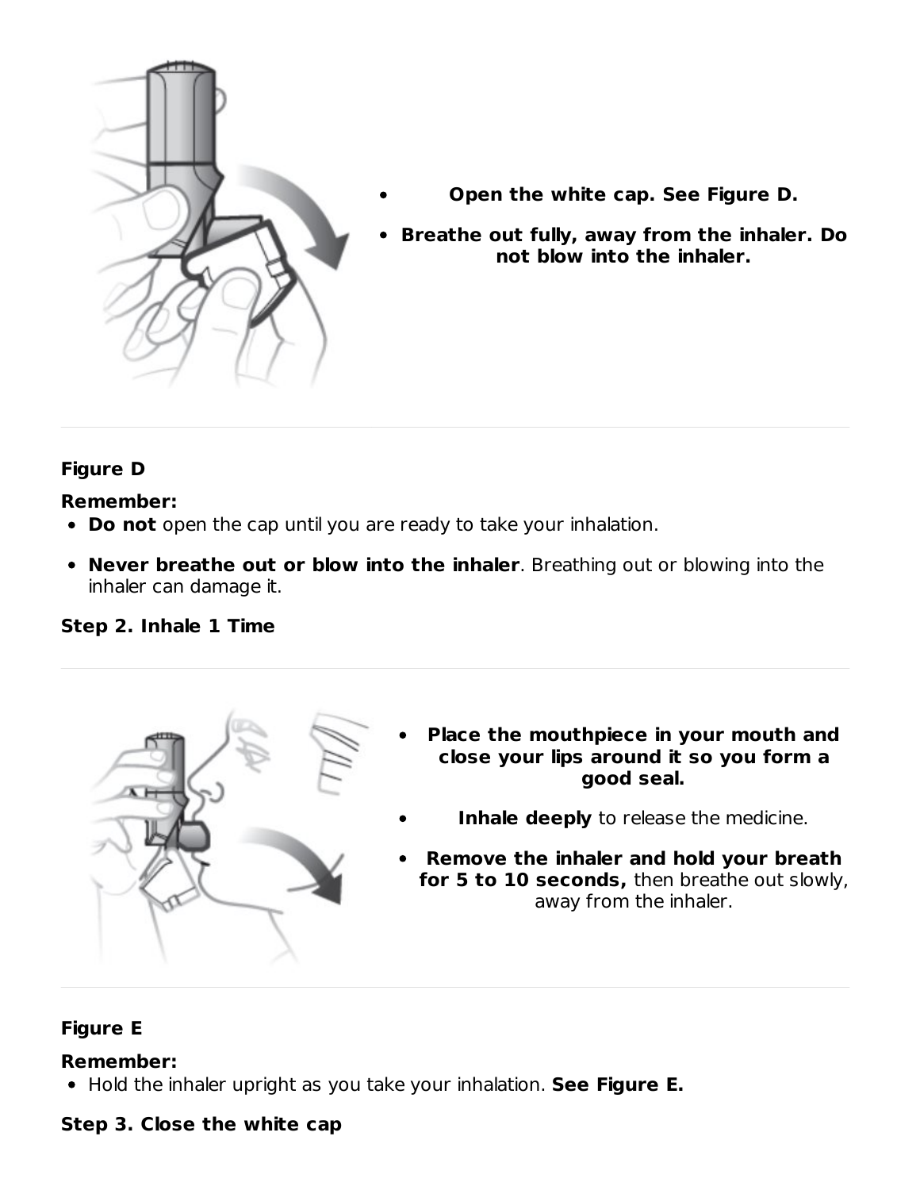- **Open the white cap. See Figure D.**
- **Breathe out fully, away from the inhaler. Do not blow into the inhaler.**

**Figure D**

**Remember:**

- **Do not** open the cap until you are ready to take your inhalation.
- **Never breathe out or blow into the inhaler**. Breathing out or blowing into the inhaler can damage it.

**Step 2. Inhale 1 Time**

- **Place the mouthpiece in your mouth and close your lips around it so you form a good seal.**
- **Inhale deeply** to release the medicine.
- **Remove the inhaler and hold your breath for 5 to 10 seconds,** then breathe out slowly, away from the inhaler.

**Figure E**

**Remember:**

- Hold the inhaler upright as you take your inhalation. **See Figure E.**

**Step 3. Close the white cap**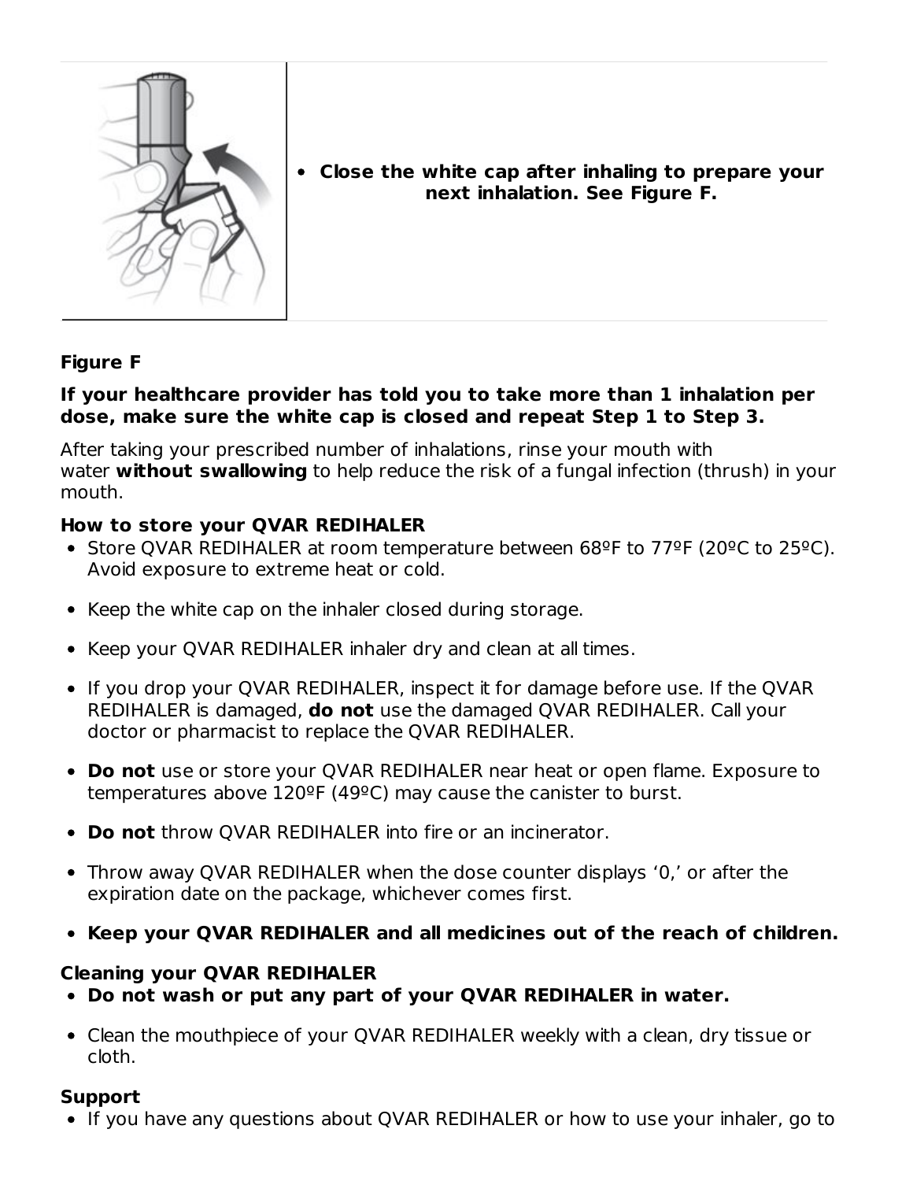- **Close the white cap after inhaling to prepare your next inhalation. See Figure F.**

**Figure F**

**If your healthcare provider has told you to take more than 1 inhalation per dose, make sure the white cap is closed and repeat Step 1 to Step 3.**

After taking your prescribed number of inhalations, rinse your mouth with water **without swallowing** to help reduce the risk of a fungal infection (thrush) in your mouth.

**How to store your QVAR REDIHALER**

- Store QVAR REDIHALER at room temperature between 68ºF to 77ºF (20ºC to 25ºC). Avoid exposure to extreme heat or cold.
- Keep the white cap on the inhaler closed during storage.
- Keep your QVAR REDIHALER inhaler dry and clean at all times.
- If you drop your QVAR REDIHALER, inspect it for damage before use. If the QVAR REDIHALER is damaged, **do not** use the damaged QVAR REDIHALER. Call your doctor or pharmacist to replace the QVAR REDIHALER.
- **Do not** use or store your QVAR REDIHALER near heat or open flame. Exposure to temperatures above 120ºF (49ºC) may cause the canister to burst.
- **Do not** throw QVAR REDIHALER into fire or an incinerator.
- Throw away QVAR REDIHALER when the dose counter displays '0,' or after the expiration date on the package, whichever comes first.
- **Keep your QVAR REDIHALER and all medicines out of the reach of children.**

**Cleaning your QVAR REDIHALER**

- **Do not wash or put any part of your QVAR REDIHALER in water.**
- Clean the mouthpiece of your QVAR REDIHALER weekly with a clean, dry tissue or cloth.

**Support**

- If you have any questions about QVAR REDIHALER or how to use your inhaler, go to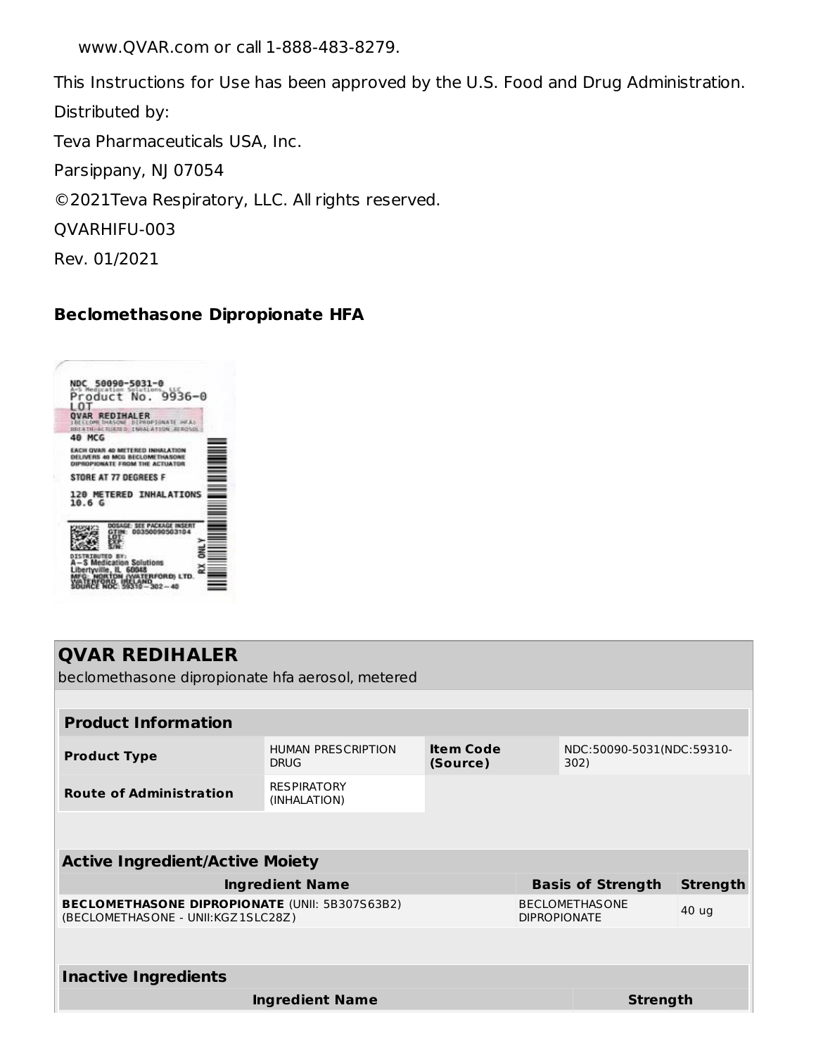www.QVAR.com or call 1-888-483-8279.

This Instructions for Use has been approved by the U.S. Food and Drug Administration.

Distributed by:

Teva Pharmaceuticals USA, Inc.

Parsippany, NJ 07054

©2021Teva Respiratory, LLC. All rights reserved.

QVARHIFU-003

Rev. 01/2021

**Beclomethasone Dipropionate HFA**

NDC 50090-5031-0
A-S Medication Solutions, LLC
Product No. 9936-0
LOT
QVAR REDIHALER
(BECLOMETHASONE DIPROPIONATE HFA)
BREATH-ACTUATED INHALATION AEROSOL
40 MCG
EACH QVAR 40 METERED INHALATION DELIVERS 40 MCG BECLOMETHASONE DIPROPIONATE FROM THE ACTUATOR
STORE AT 77 DEGREES F
120 METERED INHALATIONS
10.6 G
DOSAGE: SEE PACKAGE INSERT
GTIN: 00350090503104
DISTRIBUTED BY:
A-S Medication Solutions
Libertyville, IL 60048
MFG: NORTON (WATERFORD) LTD.
WATERFORD, IRELAND
SOURCE NDC: 59310-302-40
RX ONLY

## QVAR REDIHALER

beclomethasone dipropionate hfa aerosol, metered

| **Product Information** | | | |
|---|---|---|---|
| **Product Type** | HUMAN PRESCRIPTION DRUG | **Item Code (Source)** | NDC:50090-5031(NDC:59310-302) |
| **Route of Administration** | RESPIRATORY (INHALATION) | | |

| **Active Ingredient/Active Moiety** | | |
|---|---|---|
| **Ingredient Name** | **Basis of Strength** | **Strength** |
| **BECLOMETHASONE DIPROPIONATE** (UNII: 5B307S63B2) (BECLOMETHASONE - UNII:KGZ1SLC28Z) | BECLOMETHASONE DIPROPIONATE | 40 ug |

| **Inactive Ingredients** | |
|---|---|
| **Ingredient Name** | **Strength** |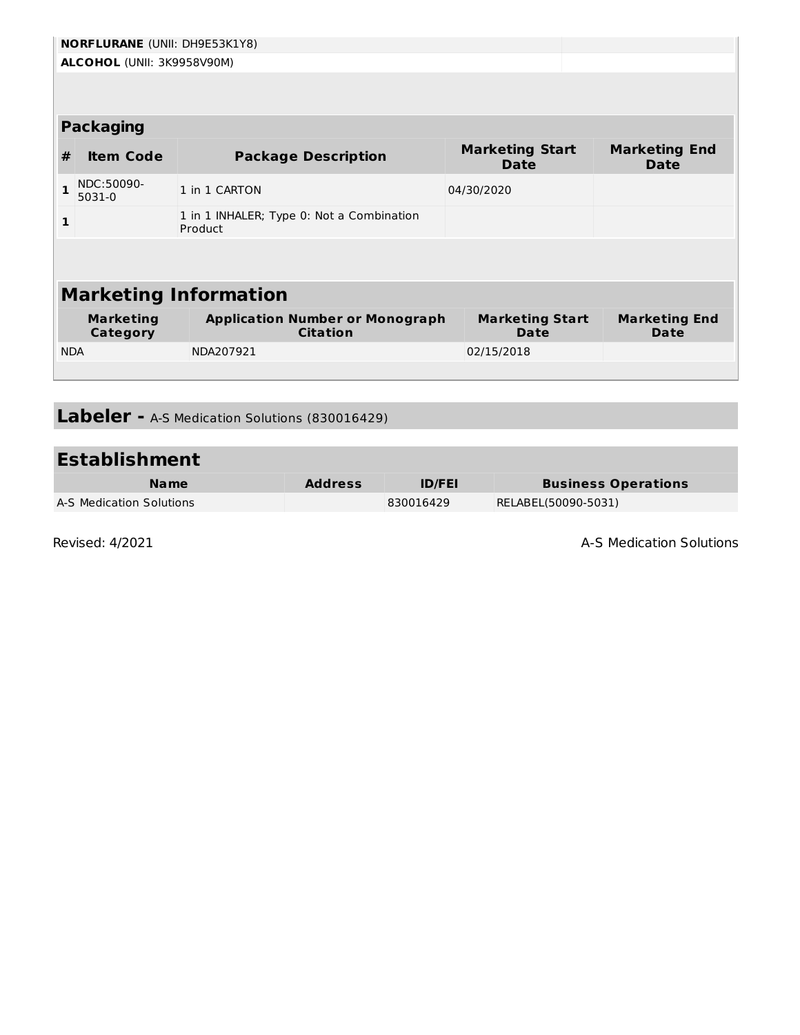| | |
|---|---|
| **NORFLURANE** (UNII: DH9E53K1Y8) | |
| **ALCOHOL** (UNII: 3K9958V90M) | |

**Packaging**

| # | Item Code | Package Description | Marketing Start Date | Marketing End Date |
|---|---|---|---|---|
| 1 | NDC:50090-5031-0 | 1 in 1 CARTON | 04/30/2020 | |
| 1 | | 1 in 1 INHALER; Type 0: Not a Combination Product | | |

## Marketing Information

| Marketing Category | Application Number or Monograph Citation | Marketing Start Date | Marketing End Date |
|---|---|---|---|
| NDA | NDA207921 | 02/15/2018 | |

## Labeler - A-S Medication Solutions (830016429)

## Establishment

| Name | Address | ID/FEI | Business Operations |
|---|---|---|---|
| A-S Medication Solutions | | 830016429 | RELABEL(50090-5031) |

Revised: 4/2021

A-S Medication Solutions